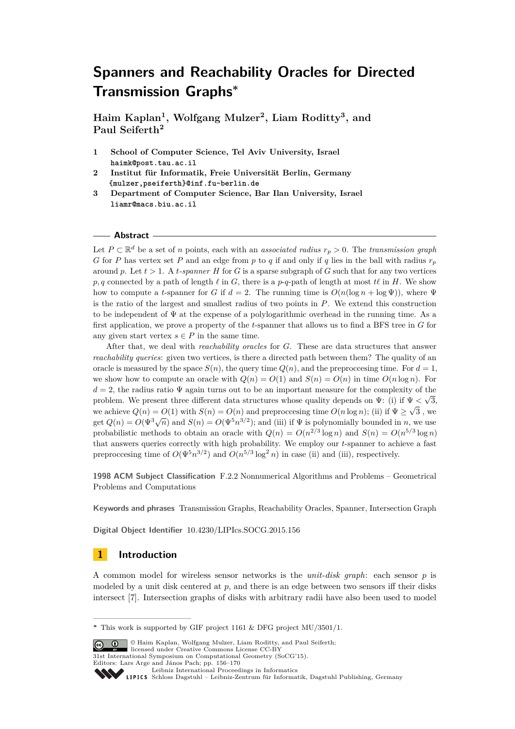# Spanners and Reachability Oracles for Directed Transmission Graphs*

**Haim Kaplan[1], Wolfgang Mulzer[2], Liam Roditty[3], and Paul Seiferth[2]**

1. **School of Computer Science, Tel Aviv University, Israel**
   `haimk@post.tau.ac.il`
2. **Institut für Informatik, Freie Universität Berlin, Germany**
   `{mulzer,pseiferth}@inf.fu-berlin.de`
3. **Department of Computer Science, Bar Ilan University, Israel**
   `liamr@macs.biu.ac.il`

## Abstract

Let $P \subset \mathbb{R}^d$ be a set of $n$ points, each with an *associated radius* $r_p > 0$. The *transmission graph* $G$ for $P$ has vertex set $P$ and an edge from $p$ to $q$ if and only if $q$ lies in the ball with radius $r_p$ around $p$. Let $t > 1$. A *$t$-spanner* $H$ for $G$ is a sparse subgraph of $G$ such that for any two vertices $p, q$ connected by a path of length $\ell$ in $G$, there is a $p$-$q$-path of length at most $t\ell$ in $H$. We show how to compute a $t$-spanner for $G$ if $d = 2$. The running time is $O(n(\log n + \log \Psi))$, where $\Psi$ is the ratio of the largest and smallest radius of two points in $P$. We extend this construction to be independent of $\Psi$ at the expense of a polylogarithmic overhead in the running time. As a first application, we prove a property of the $t$-spanner that allows us to find a BFS tree in $G$ for any given start vertex $s \in P$ in the same time.

After that, we deal with *reachability oracles* for $G$. These are data structures that answer *reachability queries*: given two vertices, is there a directed path between them? The quality of an oracle is measured by the space $S(n)$, the query time $Q(n)$, and the preproccesing time. For $d = 1$, we show how to compute an oracle with $Q(n) = O(1)$ and $S(n) = O(n)$ in time $O(n \log n)$. For $d = 2$, the radius ratio $\Psi$ again turns out to be an important measure for the complexity of the problem. We present three different data structures whose quality depends on $\Psi$: (i) if $\Psi < \sqrt{3}$, we achieve $Q(n) = O(1)$ with $S(n) = O(n)$ and preproccesing time $O(n \log n)$; (ii) if $\Psi \geq \sqrt{3}$, we get $Q(n) = O(\Psi^3 \sqrt{n})$ and $S(n) = O(\Psi^5 n^{3/2})$; and (iii) if $\Psi$ is polynomially bounded in $n$, we use probabilistic methods to obtain an oracle with $Q(n) = O(n^{2/3} \log n)$ and $S(n) = O(n^{5/3} \log n)$ that answers queries correctly with high probability. We employ our $t$-spanner to achieve a fast preproccesing time of $O(\Psi^5 n^{3/2})$ and $O(n^{5/3} \log^2 n)$ in case (ii) and (iii), respectively.

**1998 ACM Subject Classification** F.2.2 Nonnumerical Algorithms and Problems – Geometrical Problems and Computations

**Keywords and phrases** Transmission Graphs, Reachability Oracles, Spanner, Intersection Graph

**Digital Object Identifier** 10.4230/LIPIcs.SOCG.2015.156

## 1 Introduction

A common model for wireless sensor networks is the *unit-disk graph*: each sensor $p$ is modeled by a unit disk centered at $p$, and there is an edge between two sensors iff their disks intersect [7]. Intersection graphs of disks with arbitrary radii have also been used to model

---

* This work is supported by GIF project 1161 & DFG project MU/3501/1.

© Haim Kaplan, Wolfgang Mulzer, Liam Roditty, and Paul Seiferth; licensed under Creative Commons License CC-BY
31st International Symposium on Computational Geometry (SoCG'15).
Editors: Lars Arge and János Pach; pp. 156–170
Leibniz International Proceedings in Informatics
Schloss Dagstuhl – Leibniz-Zentrum für Informatik, Dagstuhl Publishing, Germany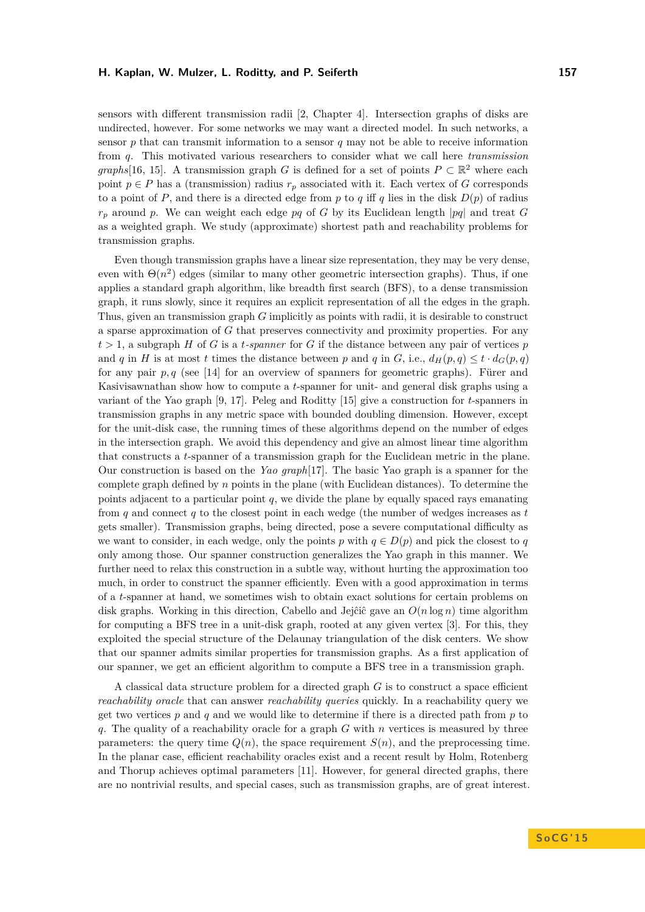sensors with different transmission radii [2, Chapter 4]. Intersection graphs of disks are undirected, however. For some networks we may want a directed model. In such networks, a sensor $p$ that can transmit information to a sensor $q$ may not be able to receive information from $q$. This motivated various researchers to consider what we call here *transmission graphs*[16, 15]. A transmission graph $G$ is defined for a set of points $P \subset \mathbb{R}^2$ where each point $p \in P$ has a (transmission) radius $r_p$ associated with it. Each vertex of $G$ corresponds to a point of $P$, and there is a directed edge from $p$ to $q$ iff $q$ lies in the disk $D(p)$ of radius $r_p$ around $p$. We can weight each edge $pq$ of $G$ by its Euclidean length $|pq|$ and treat $G$ as a weighted graph. We study (approximate) shortest path and reachability problems for transmission graphs.

Even though transmission graphs have a linear size representation, they may be very dense, even with $\Theta(n^2)$ edges (similar to many other geometric intersection graphs). Thus, if one applies a standard graph algorithm, like breadth first search (BFS), to a dense transmission graph, it runs slowly, since it requires an explicit representation of all the edges in the graph. Thus, given an transmission graph $G$ implicitly as points with radii, it is desirable to construct a sparse approximation of $G$ that preserves connectivity and proximity properties. For any $t > 1$, a subgraph $H$ of $G$ is a $t$-*spanner* for $G$ if the distance between any pair of vertices $p$ and $q$ in $H$ is at most $t$ times the distance between $p$ and $q$ in $G$, i.e., $d_H(p, q) \leq t \cdot d_G(p, q)$ for any pair $p, q$ (see [14] for an overview of spanners for geometric graphs). Fürer and Kasivisawnathan show how to compute a $t$-spanner for unit- and general disk graphs using a variant of the Yao graph [9, 17]. Peleg and Roditty [15] give a construction for $t$-spanners in transmission graphs in any metric space with bounded doubling dimension. However, except for the unit-disk case, the running times of these algorithms depend on the number of edges in the intersection graph. We avoid this dependency and give an almost linear time algorithm that constructs a $t$-spanner of a transmission graph for the Euclidean metric in the plane. Our construction is based on the *Yao graph*[17]. The basic Yao graph is a spanner for the complete graph defined by $n$ points in the plane (with Euclidean distances). To determine the points adjacent to a particular point $q$, we divide the plane by equally spaced rays emanating from $q$ and connect $q$ to the closest point in each wedge (the number of wedges increases as $t$ gets smaller). Transmission graphs, being directed, pose a severe computational difficulty as we want to consider, in each wedge, only the points $p$ with $q \in D(p)$ and pick the closest to $q$ only among those. Our spanner construction generalizes the Yao graph in this manner. We further need to relax this construction in a subtle way, without hurting the approximation too much, in order to construct the spanner efficiently. Even with a good approximation in terms of a $t$-spanner at hand, we sometimes wish to obtain exact solutions for certain problems on disk graphs. Working in this direction, Cabello and Jejĉiĉ gave an $O(n \log n)$ time algorithm for computing a BFS tree in a unit-disk graph, rooted at any given vertex [3]. For this, they exploited the special structure of the Delaunay triangulation of the disk centers. We show that our spanner admits similar properties for transmission graphs. As a first application of our spanner, we get an efficient algorithm to compute a BFS tree in a transmission graph.

A classical data structure problem for a directed graph $G$ is to construct a space efficient *reachability oracle* that can answer *reachability queries* quickly. In a reachability query we get two vertices $p$ and $q$ and we would like to determine if there is a directed path from $p$ to $q$. The quality of a reachability oracle for a graph $G$ with $n$ vertices is measured by three parameters: the query time $Q(n)$, the space requirement $S(n)$, and the preprocessing time. In the planar case, efficient reachability oracles exist and a recent result by Holm, Rotenberg and Thorup achieves optimal parameters [11]. However, for general directed graphs, there are no nontrivial results, and special cases, such as transmission graphs, are of great interest.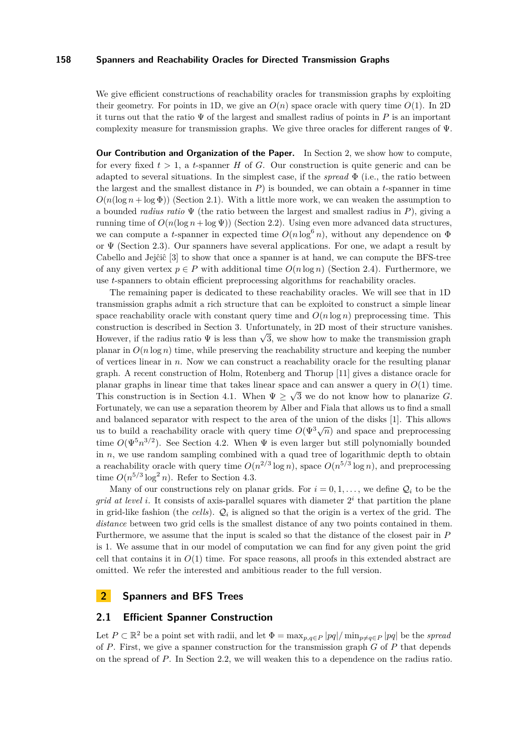We give efficient constructions of reachability oracles for transmission graphs by exploiting their geometry. For points in 1D, we give an $O(n)$ space oracle with query time $O(1)$. In 2D it turns out that the ratio $\Psi$ of the largest and smallest radius of points in $P$ is an important complexity measure for transmission graphs. We give three oracles for different ranges of $\Psi$.

**Our Contribution and Organization of the Paper.** In Section 2, we show how to compute, for every fixed $t > 1$, a $t$-spanner $H$ of $G$. Our construction is quite generic and can be adapted to several situations. In the simplest case, if the *spread* $\Phi$ (i.e., the ratio between the largest and the smallest distance in $P$) is bounded, we can obtain a $t$-spanner in time $O(n(\log n + \log \Phi))$ (Section 2.1). With a little more work, we can weaken the assumption to a bounded *radius ratio* $\Psi$ (the ratio between the largest and smallest radius in $P$), giving a running time of $O(n(\log n + \log \Psi))$ (Section 2.2). Using even more advanced data structures, we can compute a $t$-spanner in expected time $O(n \log^6 n)$, without any dependence on $\Phi$ or $\Psi$ (Section 2.3). Our spanners have several applications. For one, we adapt a result by Cabello and Jejĉiĉ [3] to show that once a spanner is at hand, we can compute the BFS-tree of any given vertex $p \in P$ with additional time $O(n \log n)$ (Section 2.4). Furthermore, we use $t$-spanners to obtain efficient preprocessing algorithms for reachability oracles.

The remaining paper is dedicated to these reachability oracles. We will see that in 1D transmission graphs admit a rich structure that can be exploited to construct a simple linear space reachability oracle with constant query time and $O(n \log n)$ preprocessing time. This construction is described in Section 3. Unfortunately, in 2D most of their structure vanishes. However, if the radius ratio $\Psi$ is less than $\sqrt{3}$, we show how to make the transmission graph planar in $O(n \log n)$ time, while preserving the reachability structure and keeping the number of vertices linear in $n$. Now we can construct a reachability oracle for the resulting planar graph. A recent construction of Holm, Rotenberg and Thorup [11] gives a distance oracle for planar graphs in linear time that takes linear space and can answer a query in $O(1)$ time. This construction is in Section 4.1. When $\Psi \geq \sqrt{3}$ we do not know how to planarize $G$. Fortunately, we can use a separation theorem by Alber and Fiala that allows us to find a small and balanced separator with respect to the area of the union of the disks [1]. This allows us to build a reachability oracle with query time $O(\Psi^3 \sqrt{n})$ and space and preprocessing time $O(\Psi^5 n^{3/2})$. See Section 4.2. When $\Psi$ is even larger but still polynomially bounded in $n$, we use random sampling combined with a quad tree of logarithmic depth to obtain a reachability oracle with query time $O(n^{2/3} \log n)$, space $O(n^{5/3} \log n)$, and preprocessing time $O(n^{5/3} \log^2 n)$. Refer to Section 4.3.

Many of our constructions rely on planar grids. For $i = 0, 1, \dots$, we define $\mathcal{Q}_i$ to be the *grid at level* $i$. It consists of axis-parallel squares with diameter $2^i$ that partition the plane in grid-like fashion (the *cells*). $\mathcal{Q}_i$ is aligned so that the origin is a vertex of the grid. The *distance* between two grid cells is the smallest distance of any two points contained in them. Furthermore, we assume that the input is scaled so that the distance of the closest pair in $P$ is 1. We assume that in our model of computation we can find for any given point the grid cell that contains it in $O(1)$ time. For space reasons, all proofs in this extended abstract are omitted. We refer the interested and ambitious reader to the full version.

## 2 Spanners and BFS Trees

### 2.1 Efficient Spanner Construction

Let $P \subset \mathbb{R}^2$ be a point set with radii, and let $\Phi = \max_{p,q \in P} |pq| / \min_{p \neq q \in P} |pq|$ be the *spread* of $P$. First, we give a spanner construction for the transmission graph $G$ of $P$ that depends on the spread of $P$. In Section 2.2, we will weaken this to a dependence on the radius ratio.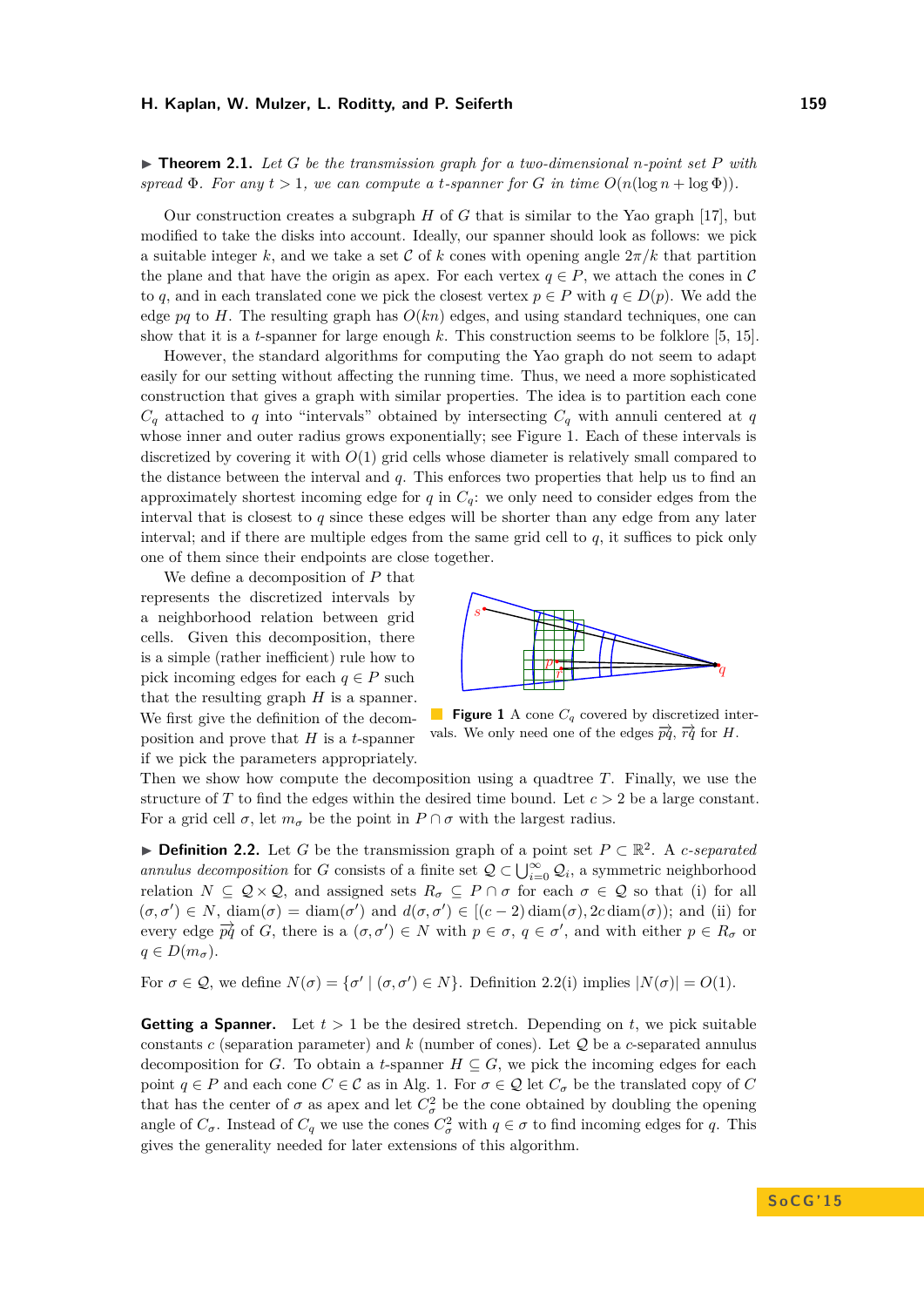**▶ Theorem 2.1.** *Let $G$ be the transmission graph for a two-dimensional $n$-point set $P$ with spread $\Phi$. For any $t > 1$, we can compute a $t$-spanner for $G$ in time $O(n(\log n + \log \Phi))$.*

Our construction creates a subgraph $H$ of $G$ that is similar to the Yao graph [17], but modified to take the disks into account. Ideally, our spanner should look as follows: we pick a suitable integer $k$, and we take a set $\mathcal{C}$ of $k$ cones with opening angle $2\pi/k$ that partition the plane and that have the origin as apex. For each vertex $q \in P$, we attach the cones in $\mathcal{C}$ to $q$, and in each translated cone we pick the closest vertex $p \in P$ with $q \in D(p)$. We add the edge $pq$ to $H$. The resulting graph has $O(kn)$ edges, and using standard techniques, one can show that it is a $t$-spanner for large enough $k$. This construction seems to be folklore [5, 15].

However, the standard algorithms for computing the Yao graph do not seem to adapt easily for our setting without affecting the running time. Thus, we need a more sophisticated construction that gives a graph with similar properties. The idea is to partition each cone $C_q$ attached to $q$ into "intervals" obtained by intersecting $C_q$ with annuli centered at $q$ whose inner and outer radius grows exponentially; see Figure 1. Each of these intervals is discretized by covering it with $O(1)$ grid cells whose diameter is relatively small compared to the distance between the interval and $q$. This enforces two properties that help us to find an approximately shortest incoming edge for $q$ in $C_q$: we only need to consider edges from the interval that is closest to $q$ since these edges will be shorter than any edge from any later interval; and if there are multiple edges from the same grid cell to $q$, it suffices to pick only one of them since their endpoints are close together.

We define a decomposition of $P$ that represents the discretized intervals by a neighborhood relation between grid cells. Given this decomposition, there is a simple (rather inefficient) rule how to pick incoming edges for each $q \in P$ such that the resulting graph $H$ is a spanner. We first give the definition of the decomposition and prove that $H$ is a $t$-spanner if we pick the parameters appropriately.

**Figure 1** A cone $C_q$ covered by discretized intervals. We only need one of the edges $\overrightarrow{pq}$, $\overrightarrow{rq}$ for $H$.

Then we show how compute the decomposition using a quadtree $T$. Finally, we use the structure of $T$ to find the edges within the desired time bound. Let $c > 2$ be a large constant. For a grid cell $\sigma$, let $m_\sigma$ be the point in $P \cap \sigma$ with the largest radius.

**▶ Definition 2.2.** Let $G$ be the transmission graph of a point set $P \subset \mathbb{R}^2$. A *$c$-separated annulus decomposition* for $G$ consists of a finite set $\mathcal{Q} \subset \bigcup_{i=0}^{\infty} \mathcal{Q}_i$, a symmetric neighborhood relation $N \subseteq \mathcal{Q} \times \mathcal{Q}$, and assigned sets $R_\sigma \subseteq P \cap \sigma$ for each $\sigma \in \mathcal{Q}$ so that (i) for all $(\sigma, \sigma') \in N$, $\operatorname{diam}(\sigma) = \operatorname{diam}(\sigma')$ and $d(\sigma, \sigma') \in [(c-2)\operatorname{diam}(\sigma), 2c\operatorname{diam}(\sigma))$; and (ii) for every edge $\overrightarrow{pq}$ of $G$, there is a $(\sigma, \sigma') \in N$ with $p \in \sigma$, $q \in \sigma'$, and with either $p \in R_\sigma$ or $q \in D(m_\sigma)$.

For $\sigma \in \mathcal{Q}$, we define $N(\sigma) = \{\sigma' \mid (\sigma, \sigma') \in N\}$. Definition 2.2(i) implies $|N(\sigma)| = O(1)$.

**Getting a Spanner.** Let $t > 1$ be the desired stretch. Depending on $t$, we pick suitable constants $c$ (separation parameter) and $k$ (number of cones). Let $\mathcal{Q}$ be a $c$-separated annulus decomposition for $G$. To obtain a $t$-spanner $H \subseteq G$, we pick the incoming edges for each point $q \in P$ and each cone $C \in \mathcal{C}$ as in Alg. 1. For $\sigma \in \mathcal{Q}$ let $C_\sigma$ be the translated copy of $C$ that has the center of $\sigma$ as apex and let $C_\sigma^2$ be the cone obtained by doubling the opening angle of $C_\sigma$. Instead of $C_q$ we use the cones $C_\sigma^2$ with $q \in \sigma$ to find incoming edges for $q$. This gives the generality needed for later extensions of this algorithm.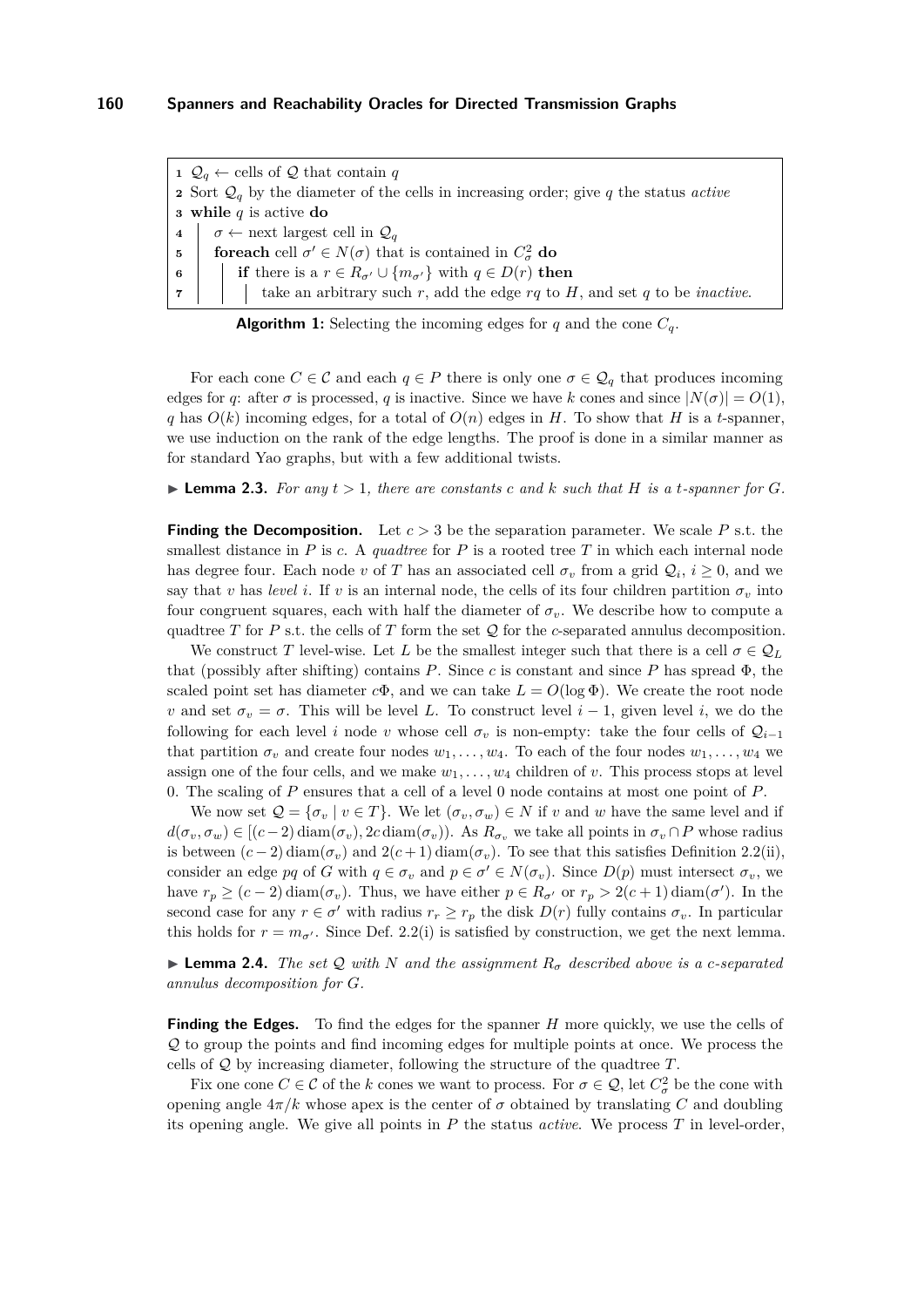```
1  Q_q ← cells of Q that contain q
2  Sort Q_q by the diameter of the cells in increasing order; give q the status active
3  while q is active do
4  |  σ ← next largest cell in Q_q
5  |  foreach cell σ' ∈ N(σ) that is contained in C²_σ do
6  |  |  if there is a r ∈ R_σ' ∪ {m_σ'} with q ∈ D(r) then
7  |  |  |  take an arbitrary such r, add the edge rq to H, and set q to be inactive.
```

**Algorithm 1:** Selecting the incoming edges for $q$ and the cone $C_q$.

For each cone $C \in \mathcal{C}$ and each $q \in P$ there is only one $\sigma \in \mathcal{Q}_q$ that produces incoming edges for $q$: after $\sigma$ is processed, $q$ is inactive. Since we have $k$ cones and since $|N(\sigma)| = O(1)$, $q$ has $O(k)$ incoming edges, for a total of $O(n)$ edges in $H$. To show that $H$ is a $t$-spanner, we use induction on the rank of the edge lengths. The proof is done in a similar manner as for standard Yao graphs, but with a few additional twists.

▶ **Lemma 2.3.** *For any $t > 1$, there are constants $c$ and $k$ such that $H$ is a $t$-spanner for $G$.*

**Finding the Decomposition.** Let $c > 3$ be the separation parameter. We scale $P$ s.t. the smallest distance in $P$ is $c$. A *quadtree* for $P$ is a rooted tree $T$ in which each internal node has degree four. Each node $v$ of $T$ has an associated cell $\sigma_v$ from a grid $\mathcal{Q}_i$, $i \geq 0$, and we say that $v$ has *level $i$*. If $v$ is an internal node, the cells of its four children partition $\sigma_v$ into four congruent squares, each with half the diameter of $\sigma_v$. We describe how to compute a quadtree $T$ for $P$ s.t. the cells of $T$ form the set $\mathcal{Q}$ for the $c$-separated annulus decomposition.

We construct $T$ level-wise. Let $L$ be the smallest integer such that there is a cell $\sigma \in \mathcal{Q}_L$ that (possibly after shifting) contains $P$. Since $c$ is constant and since $P$ has spread $\Phi$, the scaled point set has diameter $c\Phi$, and we can take $L = O(\log \Phi)$. We create the root node $v$ and set $\sigma_v = \sigma$. This will be level $L$. To construct level $i - 1$, given level $i$, we do the following for each level $i$ node $v$ whose cell $\sigma_v$ is non-empty: take the four cells of $\mathcal{Q}_{i-1}$ that partition $\sigma_v$ and create four nodes $w_1, \ldots, w_4$. To each of the four nodes $w_1, \ldots, w_4$ we assign one of the four cells, and we make $w_1, \ldots, w_4$ children of $v$. This process stops at level 0. The scaling of $P$ ensures that a cell of a level 0 node contains at most one point of $P$.

We now set $\mathcal{Q} = \{\sigma_v \mid v \in T\}$. We let $(\sigma_v, \sigma_w) \in N$ if $v$ and $w$ have the same level and if $d(\sigma_v, \sigma_w) \in [(c-2)\operatorname{diam}(\sigma_v), 2c\operatorname{diam}(\sigma_v))$. As $R_{\sigma_v}$ we take all points in $\sigma_v \cap P$ whose radius is between $(c-2)\operatorname{diam}(\sigma_v)$ and $2(c+1)\operatorname{diam}(\sigma_v)$. To see that this satisfies Definition 2.2(ii), consider an edge $pq$ of $G$ with $q \in \sigma_v$ and $p \in \sigma' \in N(\sigma_v)$. Since $D(p)$ must intersect $\sigma_v$, we have $r_p \geq (c-2)\operatorname{diam}(\sigma_v)$. Thus, we have either $p \in R_{\sigma'}$ or $r_p > 2(c+1)\operatorname{diam}(\sigma')$. In the second case for any $r \in \sigma'$ with radius $r_r \geq r_p$ the disk $D(r)$ fully contains $\sigma_v$. In particular this holds for $r = m_{\sigma'}$. Since Def. 2.2(i) is satisfied by construction, we get the next lemma.

▶ **Lemma 2.4.** *The set $\mathcal{Q}$ with $N$ and the assignment $R_\sigma$ described above is a $c$-separated annulus decomposition for $G$.*

**Finding the Edges.** To find the edges for the spanner $H$ more quickly, we use the cells of $\mathcal{Q}$ to group the points and find incoming edges for multiple points at once. We process the cells of $\mathcal{Q}$ by increasing diameter, following the structure of the quadtree $T$.

Fix one cone $C \in \mathcal{C}$ of the $k$ cones we want to process. For $\sigma \in \mathcal{Q}$, let $C^2_\sigma$ be the cone with opening angle $4\pi/k$ whose apex is the center of $\sigma$ obtained by translating $C$ and doubling its opening angle. We give all points in $P$ the status *active*. We process $T$ in level-order,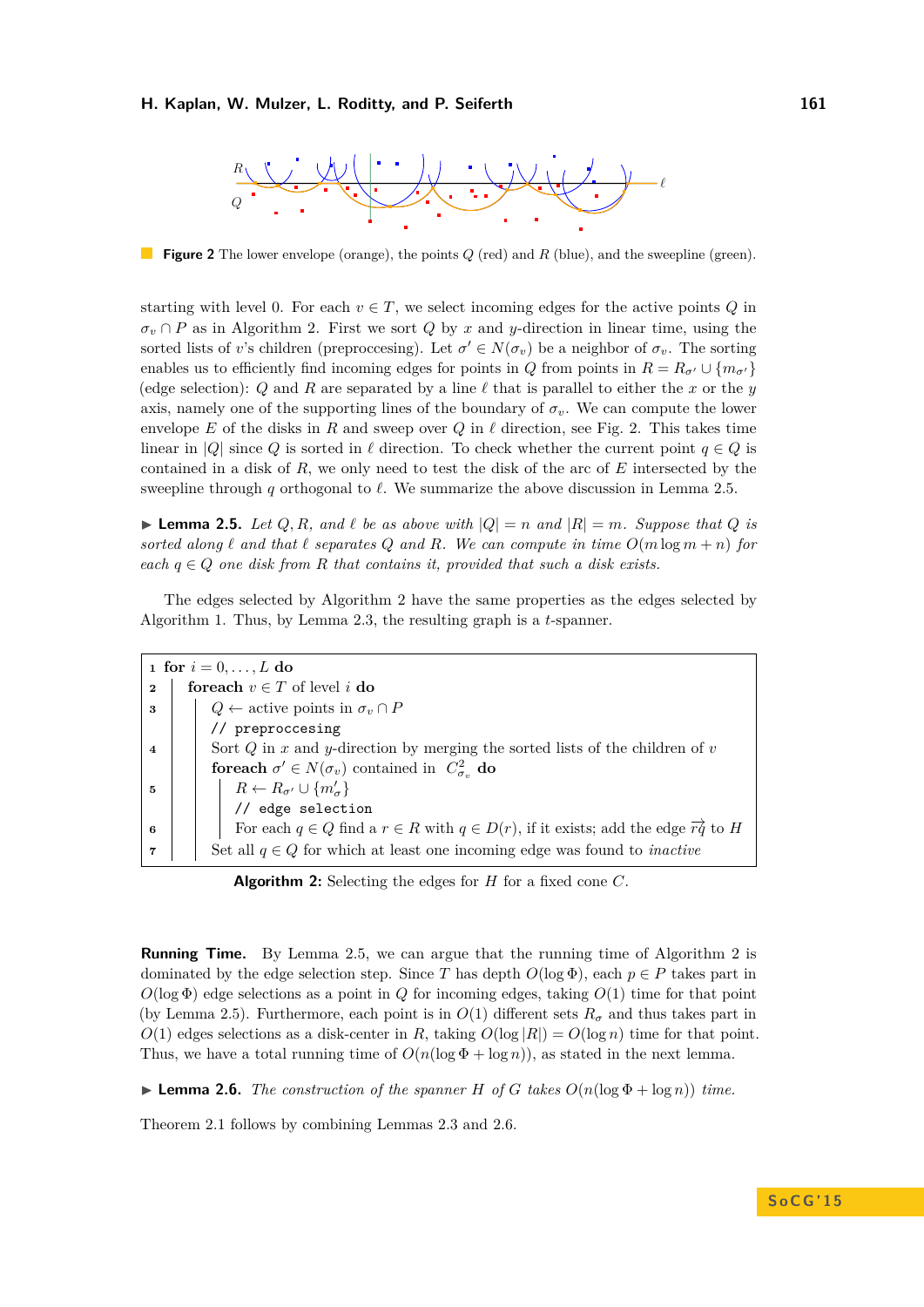**Figure 2** The lower envelope (orange), the points $Q$ (red) and $R$ (blue), and the sweepline (green).

starting with level 0. For each $v \in T$, we select incoming edges for the active points $Q$ in $\sigma_v \cap P$ as in Algorithm 2. First we sort $Q$ by $x$ and $y$-direction in linear time, using the sorted lists of $v$'s children (preproccesing). Let $\sigma' \in N(\sigma_v)$ be a neighbor of $\sigma_v$. The sorting enables us to efficiently find incoming edges for points in $Q$ from points in $R = R_{\sigma'} \cup \{m_{\sigma'}\}$ (edge selection): $Q$ and $R$ are separated by a line $\ell$ that is parallel to either the $x$ or the $y$ axis, namely one of the supporting lines of the boundary of $\sigma_v$. We can compute the lower envelope $E$ of the disks in $R$ and sweep over $Q$ in $\ell$ direction, see Fig. 2. This takes time linear in $|Q|$ since $Q$ is sorted in $\ell$ direction. To check whether the current point $q \in Q$ is contained in a disk of $R$, we only need to test the disk of the arc of $E$ intersected by the sweepline through $q$ orthogonal to $\ell$. We summarize the above discussion in Lemma 2.5.

▶ **Lemma 2.5.** *Let $Q, R$, and $\ell$ be as above with $|Q| = n$ and $|R| = m$. Suppose that $Q$ is sorted along $\ell$ and that $\ell$ separates $Q$ and $R$. We can compute in time $O(m \log m + n)$ for each $q \in Q$ one disk from $R$ that contains it, provided that such a disk exists.*

The edges selected by Algorithm 2 have the same properties as the edges selected by Algorithm 1. Thus, by Lemma 2.3, the resulting graph is a $t$-spanner.

```
1 for i = 0, ..., L do
2   foreach v ∈ T of level i do
3     Q ← active points in σ_v ∩ P
      // preproccesing
4     Sort Q in x and y-direction by merging the sorted lists of the children of v
      foreach σ' ∈ N(σ_v) contained in C²_{σ_v} do
5       R ← R_{σ'} ∪ {m'_σ}
        // edge selection
6       For each q ∈ Q find a r ∈ R with q ∈ D(r), if it exists; add the edge rq→ to H
7     Set all q ∈ Q for which at least one incoming edge was found to inactive
```

**Algorithm 2:** Selecting the edges for $H$ for a fixed cone $C$.

**Running Time.** By Lemma 2.5, we can argue that the running time of Algorithm 2 is dominated by the edge selection step. Since $T$ has depth $O(\log \Phi)$, each $p \in P$ takes part in $O(\log \Phi)$ edge selections as a point in $Q$ for incoming edges, taking $O(1)$ time for that point (by Lemma 2.5). Furthermore, each point is in $O(1)$ different sets $R_\sigma$ and thus takes part in $O(1)$ edges selections as a disk-center in $R$, taking $O(\log |R|) = O(\log n)$ time for that point. Thus, we have a total running time of $O(n(\log \Phi + \log n))$, as stated in the next lemma.

▶ **Lemma 2.6.** *The construction of the spanner $H$ of $G$ takes $O(n(\log \Phi + \log n))$ time.*

Theorem 2.1 follows by combining Lemmas 2.3 and 2.6.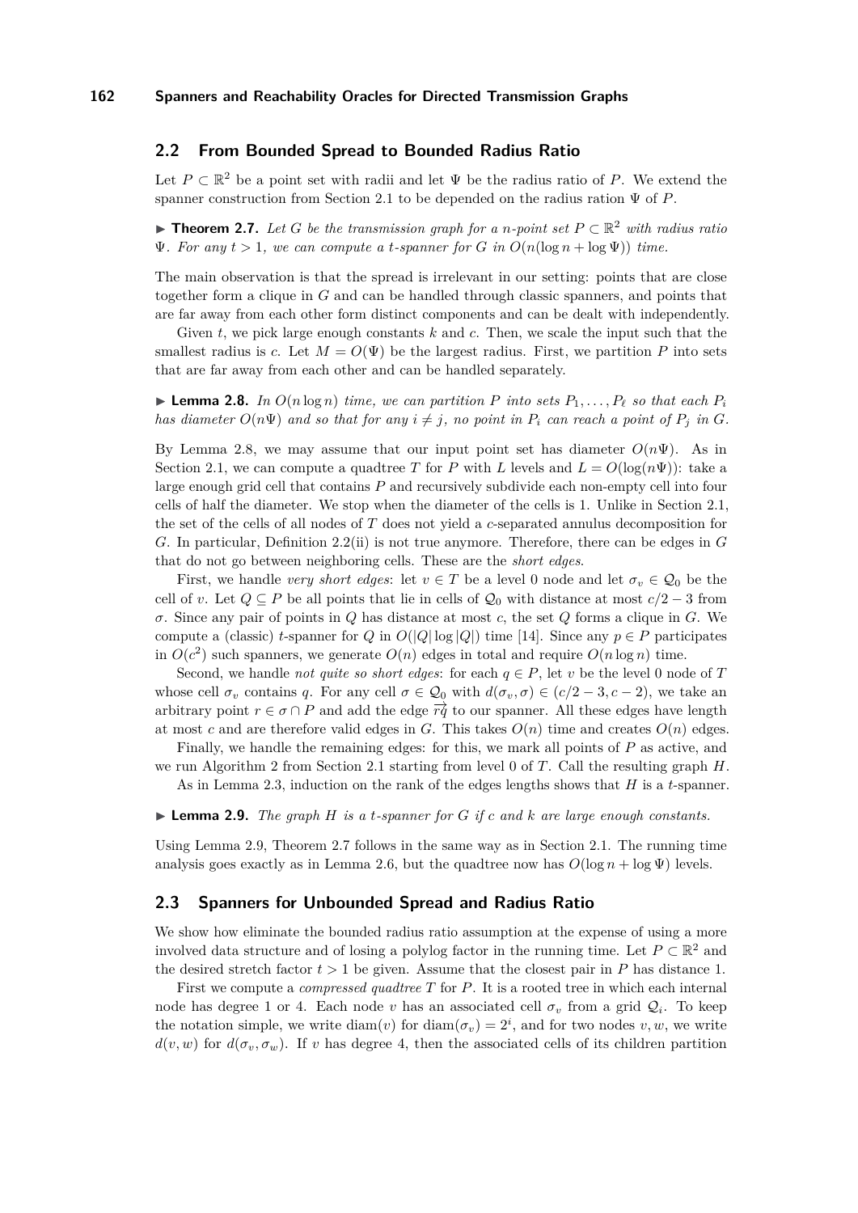## 2.2 From Bounded Spread to Bounded Radius Ratio

Let $P \subset \mathbb{R}^2$ be a point set with radii and let $\Psi$ be the radius ratio of $P$. We extend the spanner construction from Section 2.1 to be depended on the radius ration $\Psi$ of $P$.

▶ **Theorem 2.7.** *Let $G$ be the transmission graph for a $n$-point set $P \subset \mathbb{R}^2$ with radius ratio $\Psi$. For any $t > 1$, we can compute a $t$-spanner for $G$ in $O(n(\log n + \log \Psi))$ time.*

The main observation is that the spread is irrelevant in our setting: points that are close together form a clique in $G$ and can be handled through classic spanners, and points that are far away from each other form distinct components and can be dealt with independently.

Given $t$, we pick large enough constants $k$ and $c$. Then, we scale the input such that the smallest radius is $c$. Let $M = O(\Psi)$ be the largest radius. First, we partition $P$ into sets that are far away from each other and can be handled separately.

▶ **Lemma 2.8.** *In $O(n \log n)$ time, we can partition $P$ into sets $P_1, \dots, P_\ell$ so that each $P_i$ has diameter $O(n\Psi)$ and so that for any $i \neq j$, no point in $P_i$ can reach a point of $P_j$ in $G$.*

By Lemma 2.8, we may assume that our input point set has diameter $O(n\Psi)$. As in Section 2.1, we can compute a quadtree $T$ for $P$ with $L$ levels and $L = O(\log(n\Psi))$: take a large enough grid cell that contains $P$ and recursively subdivide each non-empty cell into four cells of half the diameter. We stop when the diameter of the cells is 1. Unlike in Section 2.1, the set of the cells of all nodes of $T$ does not yield a $c$-separated annulus decomposition for $G$. In particular, Definition 2.2(ii) is not true anymore. Therefore, there can be edges in $G$ that do not go between neighboring cells. These are the *short edges*.

First, we handle *very short edges*: let $v \in T$ be a level 0 node and let $\sigma_v \in \mathcal{Q}_0$ be the cell of $v$. Let $Q \subseteq P$ be all points that lie in cells of $\mathcal{Q}_0$ with distance at most $c/2 - 3$ from $\sigma$. Since any pair of points in $Q$ has distance at most $c$, the set $Q$ forms a clique in $G$. We compute a (classic) $t$-spanner for $Q$ in $O(|Q| \log |Q|)$ time [14]. Since any $p \in P$ participates in $O(c^2)$ such spanners, we generate $O(n)$ edges in total and require $O(n \log n)$ time.

Second, we handle *not quite so short edges*: for each $q \in P$, let $v$ be the level 0 node of $T$ whose cell $\sigma_v$ contains $q$. For any cell $\sigma \in \mathcal{Q}_0$ with $d(\sigma_v, \sigma) \in (c/2 - 3, c - 2)$, we take an arbitrary point $r \in \sigma \cap P$ and add the edge $\overrightarrow{rq}$ to our spanner. All these edges have length at most $c$ and are therefore valid edges in $G$. This takes $O(n)$ time and creates $O(n)$ edges.

Finally, we handle the remaining edges: for this, we mark all points of $P$ as active, and we run Algorithm 2 from Section 2.1 starting from level 0 of $T$. Call the resulting graph $H$.

As in Lemma 2.3, induction on the rank of the edges lengths shows that $H$ is a $t$-spanner.

▶ **Lemma 2.9.** *The graph $H$ is a $t$-spanner for $G$ if $c$ and $k$ are large enough constants.*

Using Lemma 2.9, Theorem 2.7 follows in the same way as in Section 2.1. The running time analysis goes exactly as in Lemma 2.6, but the quadtree now has $O(\log n + \log \Psi)$ levels.

## 2.3 Spanners for Unbounded Spread and Radius Ratio

We show how eliminate the bounded radius ratio assumption at the expense of using a more involved data structure and of losing a polylog factor in the running time. Let $P \subset \mathbb{R}^2$ and the desired stretch factor $t > 1$ be given. Assume that the closest pair in $P$ has distance 1.

First we compute a *compressed quadtree* $T$ for $P$. It is a rooted tree in which each internal node has degree 1 or 4. Each node $v$ has an associated cell $\sigma_v$ from a grid $\mathcal{Q}_i$. To keep the notation simple, we write $\mathrm{diam}(v)$ for $\mathrm{diam}(\sigma_v) = 2^i$, and for two nodes $v, w$, we write $d(v, w)$ for $d(\sigma_v, \sigma_w)$. If $v$ has degree 4, then the associated cells of its children partition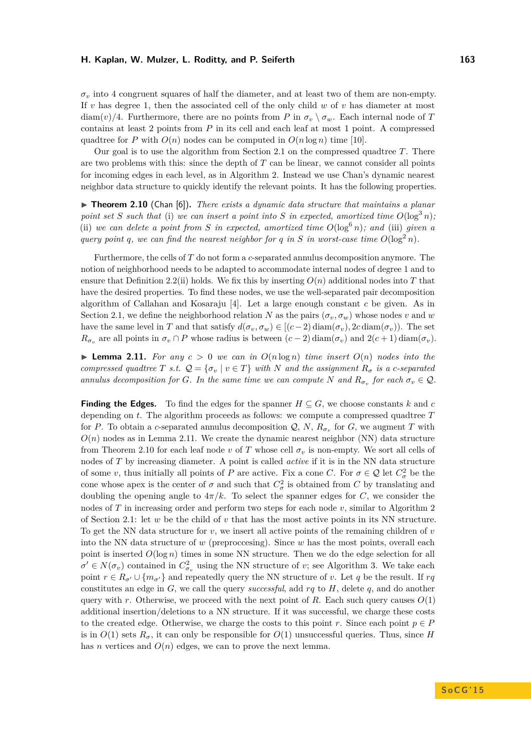$\sigma_v$ into 4 congruent squares of half the diameter, and at least two of them are non-empty. If $v$ has degree 1, then the associated cell of the only child $w$ of $v$ has diameter at most $\operatorname{diam}(v)/4$. Furthermore, there are no points from $P$ in $\sigma_v \setminus \sigma_w$. Each internal node of $T$ contains at least 2 points from $P$ in its cell and each leaf at most 1 point. A compressed quadtree for $P$ with $O(n)$ nodes can be computed in $O(n \log n)$ time [10].

Our goal is to use the algorithm from Section 2.1 on the compressed quadtree $T$. There are two problems with this: since the depth of $T$ can be linear, we cannot consider all points for incoming edges in each level, as in Algorithm 2. Instead we use Chan's dynamic nearest neighbor data structure to quickly identify the relevant points. It has the following properties.

▶ **Theorem 2.10** (Chan [6]). *There exists a dynamic data structure that maintains a planar point set $S$ such that (i) we can insert a point into $S$ in expected, amortized time $O(\log^3 n)$; (ii) we can delete a point from $S$ in expected, amortized time $O(\log^6 n)$; and (iii) given a query point $q$, we can find the nearest neighbor for $q$ in $S$ in worst-case time $O(\log^2 n)$.*

Furthermore, the cells of $T$ do not form a $c$-separated annulus decomposition anymore. The notion of neighborhood needs to be adapted to accommodate internal nodes of degree 1 and to ensure that Definition 2.2(ii) holds. We fix this by inserting $O(n)$ additional nodes into $T$ that have the desired properties. To find these nodes, we use the well-separated pair decomposition algorithm of Callahan and Kosaraju [4]. Let a large enough constant $c$ be given. As in Section 2.1, we define the neighborhood relation $N$ as the pairs $(\sigma_v, \sigma_w)$ whose nodes $v$ and $w$ have the same level in $T$ and that satisfy $d(\sigma_v, \sigma_w) \in [(c-2)\operatorname{diam}(\sigma_v), 2c \operatorname{diam}(\sigma_v))$. The set $R_{\sigma_v}$ are all points in $\sigma_v \cap P$ whose radius is between $(c-2)\operatorname{diam}(\sigma_v)$ and $2(c+1)\operatorname{diam}(\sigma_v)$.

▶ **Lemma 2.11.** *For any $c > 0$ we can in $O(n \log n)$ time insert $O(n)$ nodes into the compressed quadtree $T$ s.t. $\mathcal{Q} = \{\sigma_v \mid v \in T\}$ with $N$ and the assignment $R_\sigma$ is a $c$-separated annulus decomposition for $G$. In the same time we can compute $N$ and $R_{\sigma_v}$ for each $\sigma_v \in \mathcal{Q}$.*

**Finding the Edges.** To find the edges for the spanner $H \subseteq G$, we choose constants $k$ and $c$ depending on $t$. The algorithm proceeds as follows: we compute a compressed quadtree $T$ for $P$. To obtain a $c$-separated annulus decomposition $\mathcal{Q}$, $N$, $R_{\sigma_v}$ for $G$, we augment $T$ with $O(n)$ nodes as in Lemma 2.11. We create the dynamic nearest neighbor (NN) data structure from Theorem 2.10 for each leaf node $v$ of $T$ whose cell $\sigma_v$ is non-empty. We sort all cells of nodes of $T$ by increasing diameter. A point is called *active* if it is in the NN data structure of some $v$, thus initially all points of $P$ are active. Fix a cone $C$. For $\sigma \in \mathcal{Q}$ let $C^2_\sigma$ be the cone whose apex is the center of $\sigma$ and such that $C^2_\sigma$ is obtained from $C$ by translating and doubling the opening angle to $4\pi/k$. To select the spanner edges for $C$, we consider the nodes of $T$ in increasing order and perform two steps for each node $v$, similar to Algorithm 2 of Section 2.1: let $w$ be the child of $v$ that has the most active points in its NN structure. To get the NN data structure for $v$, we insert all active points of the remaining children of $v$ into the NN data structure of $w$ (preproccesing). Since $w$ has the most points, overall each point is inserted $O(\log n)$ times in some NN structure. Then we do the edge selection for all $\sigma' \in N(\sigma_v)$ contained in $C^2_{\sigma_v}$ using the NN structure of $v$; see Algorithm 3. We take each point $r \in R_{\sigma'} \cup \{m_{\sigma'}\}$ and repeatedly query the NN structure of $v$. Let $q$ be the result. If $rq$ constitutes an edge in $G$, we call the query *successful*, add $rq$ to $H$, delete $q$, and do another query with $r$. Otherwise, we proceed with the next point of $R$. Each such query causes $O(1)$ additional insertion/deletions to a NN structure. If it was successful, we charge these costs to the created edge. Otherwise, we charge the costs to this point $r$. Since each point $p \in P$ is in $O(1)$ sets $R_\sigma$, it can only be responsible for $O(1)$ unsuccessful queries. Thus, since $H$ has $n$ vertices and $O(n)$ edges, we can to prove the next lemma.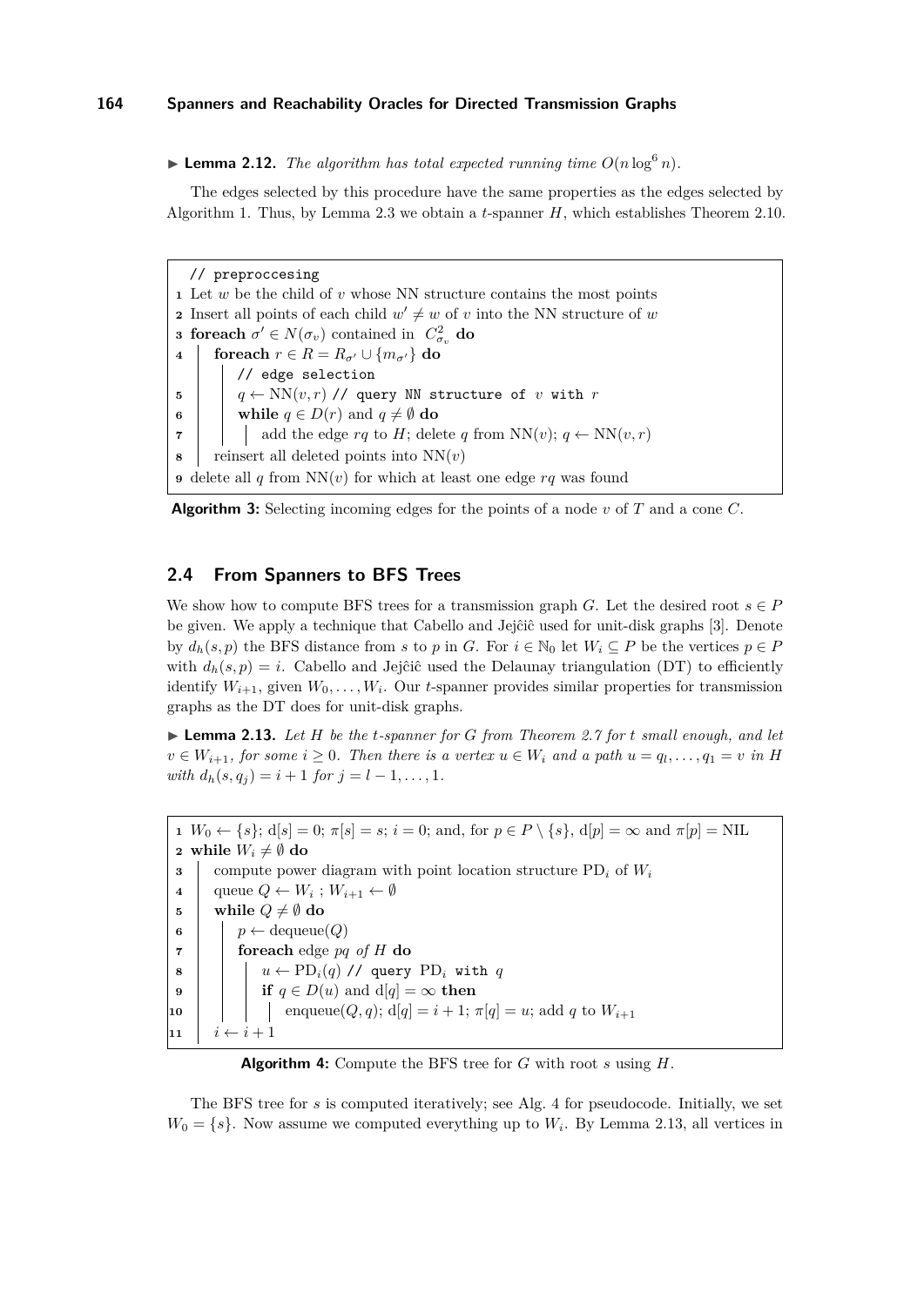▶ **Lemma 2.12.** *The algorithm has total expected running time $O(n \log^6 n)$.*

The edges selected by this procedure have the same properties as the edges selected by Algorithm 1. Thus, by Lemma 2.3 we obtain a $t$-spanner $H$, which establishes Theorem 2.10.

```
// preproccesing
1 Let w be the child of v whose NN structure contains the most points
2 Insert all points of each child w' ≠ w of v into the NN structure of w
3 foreach σ' ∈ N(σ_v) contained in C²_{σ_v} do
4     foreach r ∈ R = R_{σ'} ∪ {m_{σ'}} do
          // edge selection
5         q ← NN(v, r) // query NN structure of v with r
6         while q ∈ D(r) and q ≠ ∅ do
7             add the edge rq to H; delete q from NN(v); q ← NN(v, r)
8     reinsert all deleted points into NN(v)
9 delete all q from NN(v) for which at least one edge rq was found
```

**Algorithm 3:** Selecting incoming edges for the points of a node $v$ of $T$ and a cone $C$.

## 2.4 From Spanners to BFS Trees

We show how to compute BFS trees for a transmission graph $G$. Let the desired root $s \in P$ be given. We apply a technique that Cabello and Jejĉiĉ used for unit-disk graphs [3]. Denote by $d_h(s, p)$ the BFS distance from $s$ to $p$ in $G$. For $i \in \mathbb{N}_0$ let $W_i \subseteq P$ be the vertices $p \in P$ with $d_h(s, p) = i$. Cabello and Jejĉiĉ used the Delaunay triangulation (DT) to efficiently identify $W_{i+1}$, given $W_0, \ldots, W_i$. Our $t$-spanner provides similar properties for transmission graphs as the DT does for unit-disk graphs.

▶ **Lemma 2.13.** *Let $H$ be the $t$-spanner for $G$ from Theorem 2.7 for $t$ small enough, and let $v \in W_{i+1}$, for some $i \geq 0$. Then there is a vertex $u \in W_i$ and a path $u = q_l, \ldots, q_1 = v$ in $H$ with $d_h(s, q_j) = i + 1$ for $j = l - 1, \ldots, 1$.*

```
1  W_0 ← {s}; d[s] = 0; π[s] = s; i = 0; and, for p ∈ P \ {s}, d[p] = ∞ and π[p] = NIL
2  while W_i ≠ ∅ do
3      compute power diagram with point location structure PD_i of W_i
4      queue Q ← W_i ; W_{i+1} ← ∅
5      while Q ≠ ∅ do
6          p ← dequeue(Q)
7          foreach edge pq of H do
8              u ← PD_i(q) // query PD_i with q
9              if q ∈ D(u) and d[q] = ∞ then
10                 enqueue(Q, q); d[q] = i + 1; π[q] = u; add q to W_{i+1}
11     i ← i + 1
```

**Algorithm 4:** Compute the BFS tree for $G$ with root $s$ using $H$.

The BFS tree for $s$ is computed iteratively; see Alg. 4 for pseudocode. Initially, we set $W_0 = \{s\}$. Now assume we computed everything up to $W_i$. By Lemma 2.13, all vertices in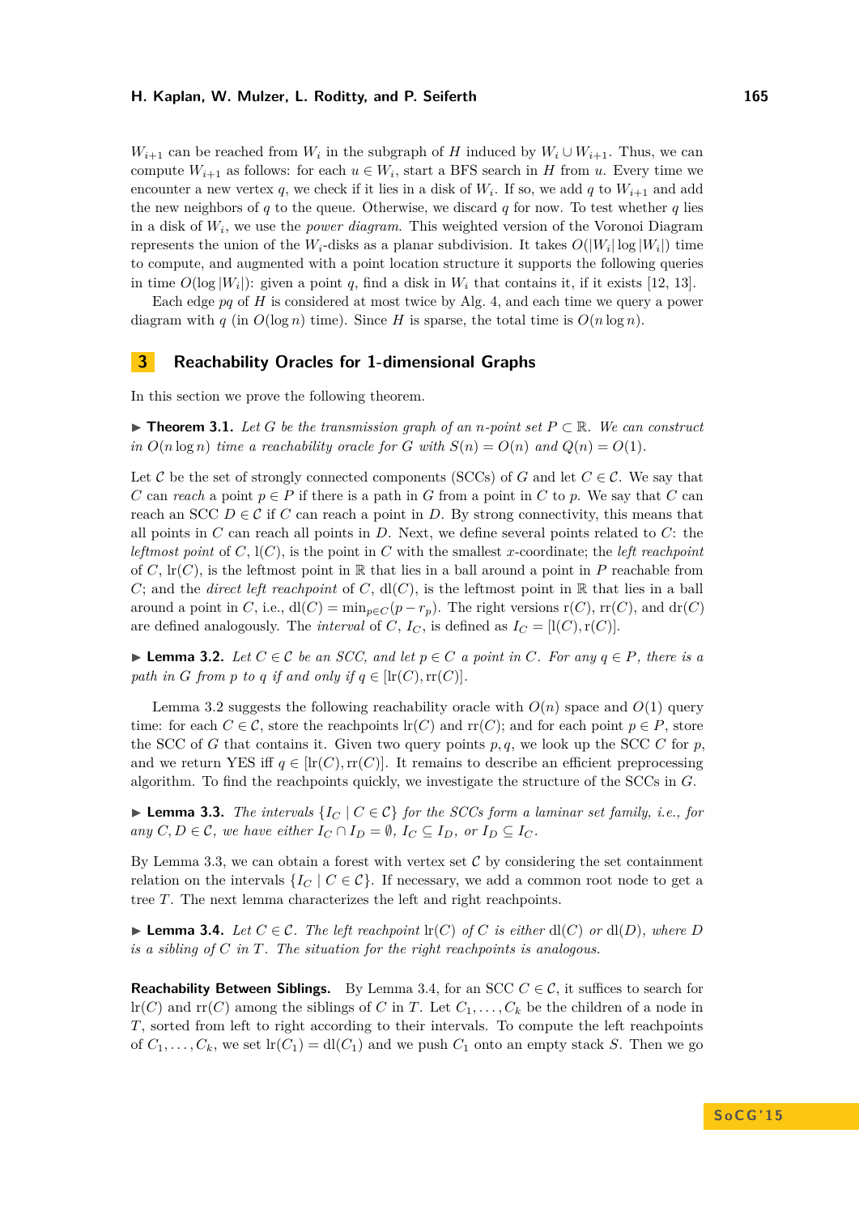$W_{i+1}$ can be reached from $W_i$ in the subgraph of $H$ induced by $W_i \cup W_{i+1}$. Thus, we can compute $W_{i+1}$ as follows: for each $u \in W_i$, start a BFS search in $H$ from $u$. Every time we encounter a new vertex $q$, we check if it lies in a disk of $W_i$. If so, we add $q$ to $W_{i+1}$ and add the new neighbors of $q$ to the queue. Otherwise, we discard $q$ for now. To test whether $q$ lies in a disk of $W_i$, we use the *power diagram*. This weighted version of the Voronoi Diagram represents the union of the $W_i$-disks as a planar subdivision. It takes $O(|W_i| \log |W_i|)$ time to compute, and augmented with a point location structure it supports the following queries in time $O(\log |W_i|)$: given a point $q$, find a disk in $W_i$ that contains it, if it exists [12, 13].

Each edge $pq$ of $H$ is considered at most twice by Alg. 4, and each time we query a power diagram with $q$ (in $O(\log n)$ time). Since $H$ is sparse, the total time is $O(n \log n)$.

## 3 Reachability Oracles for 1-dimensional Graphs

In this section we prove the following theorem.

▶ **Theorem 3.1.** *Let $G$ be the transmission graph of an $n$-point set $P \subset \mathbb{R}$. We can construct in $O(n \log n)$ time a reachability oracle for $G$ with $S(n) = O(n)$ and $Q(n) = O(1)$.*

Let $\mathcal{C}$ be the set of strongly connected components (SCCs) of $G$ and let $C \in \mathcal{C}$. We say that $C$ can *reach* a point $p \in P$ if there is a path in $G$ from a point in $C$ to $p$. We say that $C$ can reach an SCC $D \in \mathcal{C}$ if $C$ can reach a point in $D$. By strong connectivity, this means that all points in $C$ can reach all points in $D$. Next, we define several points related to $C$: the *leftmost point* of $C$, $\mathrm{l}(C)$, is the point in $C$ with the smallest $x$-coordinate; the *left reachpoint* of $C$, $\mathrm{lr}(C)$, is the leftmost point in $\mathbb{R}$ that lies in a ball around a point in $P$ reachable from $C$; and the *direct left reachpoint* of $C$, $\mathrm{dl}(C)$, is the leftmost point in $\mathbb{R}$ that lies in a ball around a point in $C$, i.e., $\mathrm{dl}(C) = \min_{p \in C}(p - r_p)$. The right versions $\mathrm{r}(C)$, $\mathrm{rr}(C)$, and $\mathrm{dr}(C)$ are defined analogously. The *interval* of $C$, $I_C$, is defined as $I_C = [\mathrm{l}(C), \mathrm{r}(C)]$.

▶ **Lemma 3.2.** *Let $C \in \mathcal{C}$ be an SCC, and let $p \in C$ a point in $C$. For any $q \in P$, there is a path in $G$ from $p$ to $q$ if and only if $q \in [\mathrm{lr}(C), \mathrm{rr}(C)]$.*

Lemma 3.2 suggests the following reachability oracle with $O(n)$ space and $O(1)$ query time: for each $C \in \mathcal{C}$, store the reachpoints $\mathrm{lr}(C)$ and $\mathrm{rr}(C)$; and for each point $p \in P$, store the SCC of $G$ that contains it. Given two query points $p, q$, we look up the SCC $C$ for $p$, and we return YES iff $q \in [\mathrm{lr}(C), \mathrm{rr}(C)]$. It remains to describe an efficient preprocessing algorithm. To find the reachpoints quickly, we investigate the structure of the SCCs in $G$.

▶ **Lemma 3.3.** *The intervals $\{I_C \mid C \in \mathcal{C}\}$ for the SCCs form a laminar set family, i.e., for any $C, D \in \mathcal{C}$, we have either $I_C \cap I_D = \emptyset$, $I_C \subseteq I_D$, or $I_D \subseteq I_C$.*

By Lemma 3.3, we can obtain a forest with vertex set $\mathcal{C}$ by considering the set containment relation on the intervals $\{I_C \mid C \in \mathcal{C}\}$. If necessary, we add a common root node to get a tree $T$. The next lemma characterizes the left and right reachpoints.

▶ **Lemma 3.4.** *Let $C \in \mathcal{C}$. The left reachpoint $\mathrm{lr}(C)$ of $C$ is either $\mathrm{dl}(C)$ or $\mathrm{dl}(D)$, where $D$ is a sibling of $C$ in $T$. The situation for the right reachpoints is analogous.*

**Reachability Between Siblings.** By Lemma 3.4, for an SCC $C \in \mathcal{C}$, it suffices to search for $\mathrm{lr}(C)$ and $\mathrm{rr}(C)$ among the siblings of $C$ in $T$. Let $C_1, \ldots, C_k$ be the children of a node in $T$, sorted from left to right according to their intervals. To compute the left reachpoints of $C_1, \ldots, C_k$, we set $\mathrm{lr}(C_1) = \mathrm{dl}(C_1)$ and we push $C_1$ onto an empty stack $S$. Then we go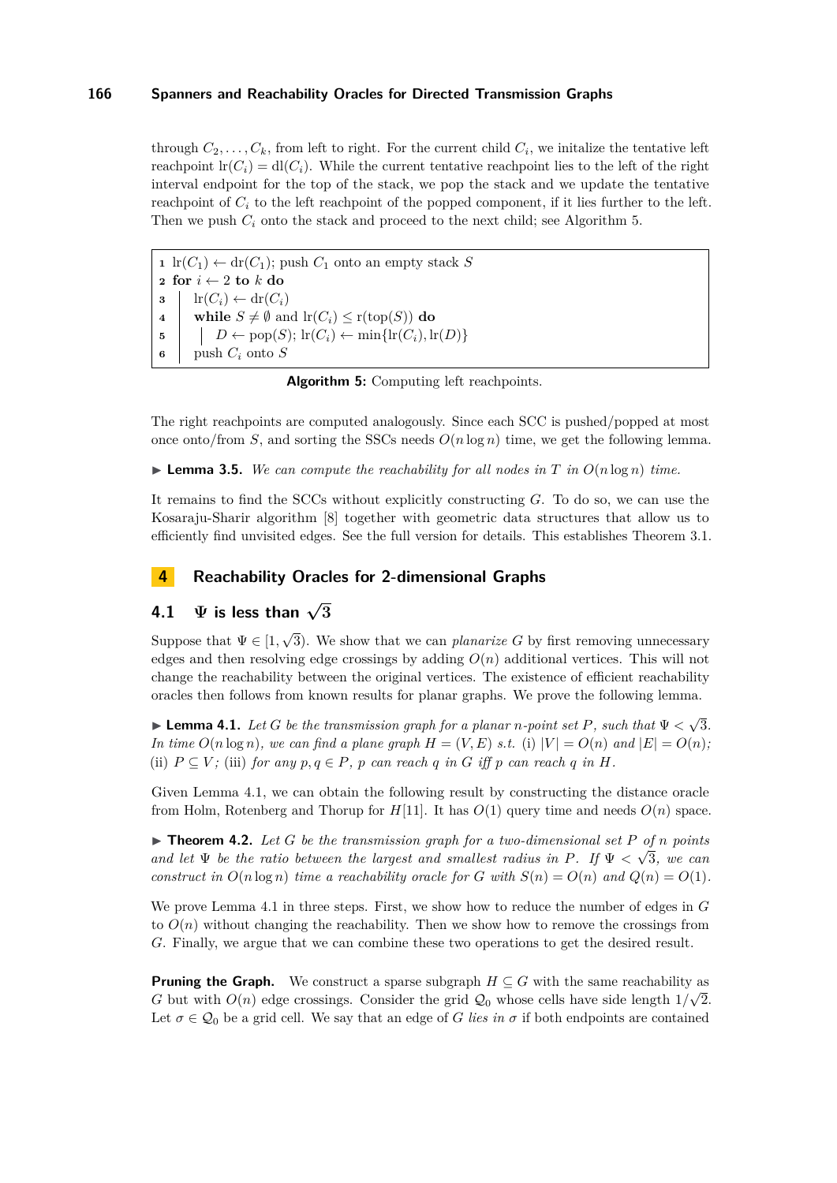through $C_2, \dots, C_k$, from left to right. For the current child $C_i$, we initalize the tentative left reachpoint $\text{lr}(C_i) = \text{dl}(C_i)$. While the current tentative reachpoint lies to the left of the right interval endpoint for the top of the stack, we pop the stack and we update the tentative reachpoint of $C_i$ to the left reachpoint of the popped component, if it lies further to the left. Then we push $C_i$ onto the stack and proceed to the next child; see Algorithm 5.

```
1 lr(C_1) ← dr(C_1); push C_1 onto an empty stack S
2 for i ← 2 to k do
3 |  lr(C_i) ← dr(C_i)
4 |  while S ≠ ∅ and lr(C_i) ≤ r(top(S)) do
5 |  |  D ← pop(S); lr(C_i) ← min{lr(C_i), lr(D)}
6 |  push C_i onto S
```

**Algorithm 5:** Computing left reachpoints.

The right reachpoints are computed analogously. Since each SCC is pushed/popped at most once onto/from $S$, and sorting the SSCs needs $O(n \log n)$ time, we get the following lemma.

▶ **Lemma 3.5.** *We can compute the reachability for all nodes in $T$ in $O(n \log n)$ time.*

It remains to find the SCCs without explicitly constructing $G$. To do so, we can use the Kosaraju-Sharir algorithm [8] together with geometric data structures that allow us to efficiently find unvisited edges. See the full version for details. This establishes Theorem 3.1.

## 4 Reachability Oracles for 2-dimensional Graphs

### 4.1 $\Psi$ is less than $\sqrt{3}$

Suppose that $\Psi \in [1, \sqrt{3})$. We show that we can *planarize* $G$ by first removing unnecessary edges and then resolving edge crossings by adding $O(n)$ additional vertices. This will not change the reachability between the original vertices. The existence of efficient reachability oracles then follows from known results for planar graphs. We prove the following lemma.

▶ **Lemma 4.1.** *Let $G$ be the transmission graph for a planar $n$-point set $P$, such that $\Psi < \sqrt{3}$. In time $O(n \log n)$, we can find a plane graph $H = (V, E)$ s.t. (i) $|V| = O(n)$ and $|E| = O(n)$; (ii) $P \subseteq V$; (iii) for any $p, q \in P$, $p$ can reach $q$ in $G$ iff $p$ can reach $q$ in $H$.*

Given Lemma 4.1, we can obtain the following result by constructing the distance oracle from Holm, Rotenberg and Thorup for $H$[11]. It has $O(1)$ query time and needs $O(n)$ space.

▶ **Theorem 4.2.** *Let $G$ be the transmission graph for a two-dimensional set $P$ of $n$ points and let $\Psi$ be the ratio between the largest and smallest radius in $P$. If $\Psi < \sqrt{3}$, we can construct in $O(n \log n)$ time a reachability oracle for $G$ with $S(n) = O(n)$ and $Q(n) = O(1)$.*

We prove Lemma 4.1 in three steps. First, we show how to reduce the number of edges in $G$ to $O(n)$ without changing the reachability. Then we show how to remove the crossings from $G$. Finally, we argue that we can combine these two operations to get the desired result.

**Pruning the Graph.** We construct a sparse subgraph $H \subseteq G$ with the same reachability as $G$ but with $O(n)$ edge crossings. Consider the grid $\mathcal{Q}_0$ whose cells have side length $1/\sqrt{2}$. Let $\sigma \in \mathcal{Q}_0$ be a grid cell. We say that an edge of $G$ *lies in* $\sigma$ if both endpoints are contained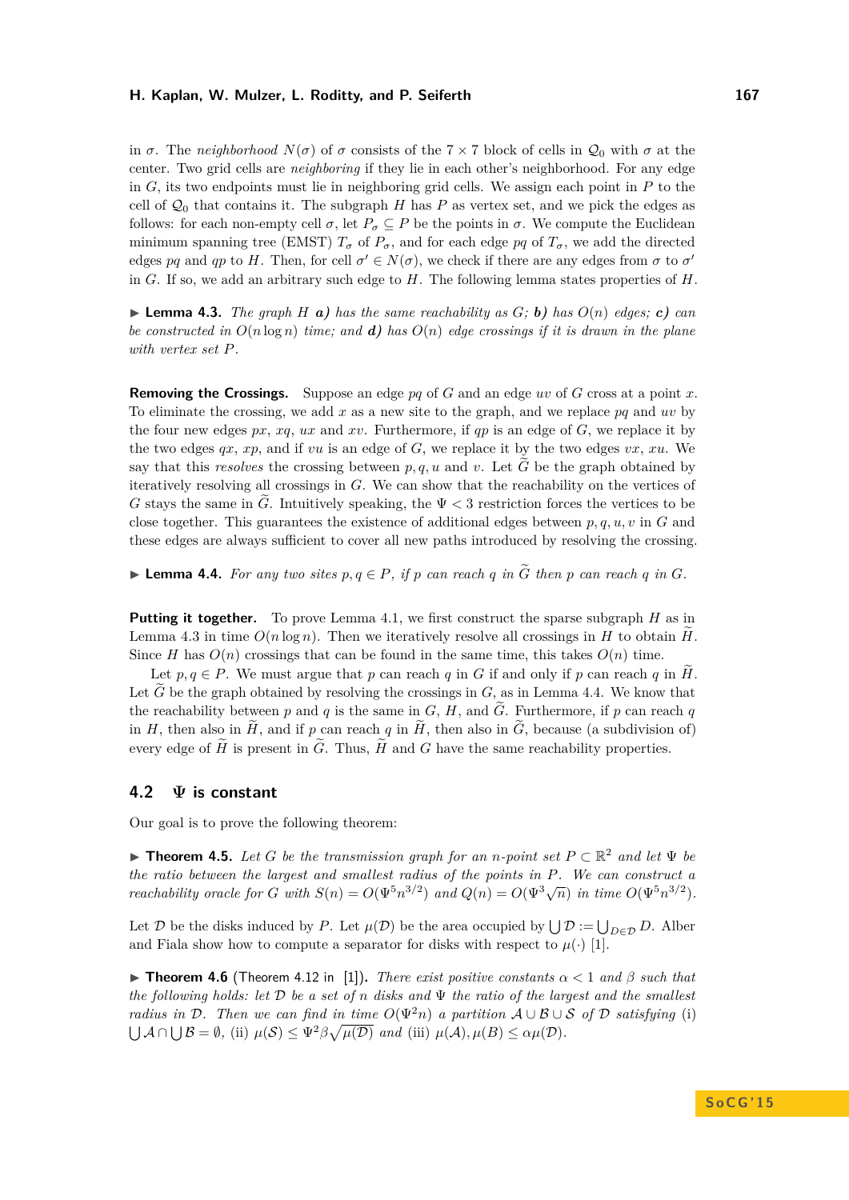in $\sigma$. The *neighborhood* $N(\sigma)$ of $\sigma$ consists of the $7 \times 7$ block of cells in $\mathcal{Q}_0$ with $\sigma$ at the center. Two grid cells are *neighboring* if they lie in each other's neighborhood. For any edge in $G$, its two endpoints must lie in neighboring grid cells. We assign each point in $P$ to the cell of $\mathcal{Q}_0$ that contains it. The subgraph $H$ has $P$ as vertex set, and we pick the edges as follows: for each non-empty cell $\sigma$, let $P_\sigma \subseteq P$ be the points in $\sigma$. We compute the Euclidean minimum spanning tree (EMST) $T_\sigma$ of $P_\sigma$, and for each edge $pq$ of $T_\sigma$, we add the directed edges $pq$ and $qp$ to $H$. Then, for cell $\sigma' \in N(\sigma)$, we check if there are any edges from $\sigma$ to $\sigma'$ in $G$. If so, we add an arbitrary such edge to $H$. The following lemma states properties of $H$.

▶ **Lemma 4.3.** *The graph $H$ **a)** has the same reachability as $G$; **b)** has $O(n)$ edges; **c)** can be constructed in $O(n \log n)$ time; and **d)** has $O(n)$ edge crossings if it is drawn in the plane with vertex set $P$.*

**Removing the Crossings.** Suppose an edge $pq$ of $G$ and an edge $uv$ of $G$ cross at a point $x$. To eliminate the crossing, we add $x$ as a new site to the graph, and we replace $pq$ and $uv$ by the four new edges $px$, $xq$, $ux$ and $xv$. Furthermore, if $qp$ is an edge of $G$, we replace it by the two edges $qx$, $xp$, and if $vu$ is an edge of $G$, we replace it by the two edges $vx$, $xu$. We say that this *resolves* the crossing between $p, q, u$ and $v$. Let $\widetilde{G}$ be the graph obtained by iteratively resolving all crossings in $G$. We can show that the reachability on the vertices of $G$ stays the same in $\widetilde{G}$. Intuitively speaking, the $\Psi < 3$ restriction forces the vertices to be close together. This guarantees the existence of additional edges between $p, q, u, v$ in $G$ and these edges are always sufficient to cover all new paths introduced by resolving the crossing.

▶ **Lemma 4.4.** *For any two sites $p, q \in P$, if $p$ can reach $q$ in $\widetilde{G}$ then $p$ can reach $q$ in $G$.*

**Putting it together.** To prove Lemma 4.1, we first construct the sparse subgraph $H$ as in Lemma 4.3 in time $O(n \log n)$. Then we iteratively resolve all crossings in $H$ to obtain $\widetilde{H}$. Since $H$ has $O(n)$ crossings that can be found in the same time, this takes $O(n)$ time.

Let $p, q \in P$. We must argue that $p$ can reach $q$ in $G$ if and only if $p$ can reach $q$ in $\widetilde{H}$. Let $\widetilde{G}$ be the graph obtained by resolving the crossings in $G$, as in Lemma 4.4. We know that the reachability between $p$ and $q$ is the same in $G$, $H$, and $\widetilde{G}$. Furthermore, if $p$ can reach $q$ in $H$, then also in $\widetilde{H}$, and if $p$ can reach $q$ in $\widetilde{H}$, then also in $\widetilde{G}$, because (a subdivision of) every edge of $\widetilde{H}$ is present in $\widetilde{G}$. Thus, $\widetilde{H}$ and $G$ have the same reachability properties.

## 4.2 $\Psi$ is constant

Our goal is to prove the following theorem:

▶ **Theorem 4.5.** *Let $G$ be the transmission graph for an $n$-point set $P \subset \mathbb{R}^2$ and let $\Psi$ be the ratio between the largest and smallest radius of the points in $P$. We can construct a reachability oracle for $G$ with $S(n) = O(\Psi^5 n^{3/2})$ and $Q(n) = O(\Psi^3 \sqrt{n})$ in time $O(\Psi^5 n^{3/2})$.*

Let $\mathcal{D}$ be the disks induced by $P$. Let $\mu(\mathcal{D})$ be the area occupied by $\bigcup \mathcal{D} := \bigcup_{D \in \mathcal{D}} D$. Alber and Fiala show how to compute a separator for disks with respect to $\mu(\cdot)$ [1].

▶ **Theorem 4.6** (Theorem 4.12 in [1])**.** *There exist positive constants $\alpha < 1$ and $\beta$ such that the following holds: let $\mathcal{D}$ be a set of $n$ disks and $\Psi$ the ratio of the largest and the smallest radius in $\mathcal{D}$. Then we can find in time $O(\Psi^2 n)$ a partition $\mathcal{A} \cup \mathcal{B} \cup \mathcal{S}$ of $\mathcal{D}$ satisfying* (i) $\bigcup \mathcal{A} \cap \bigcup \mathcal{B} = \emptyset$, (ii) $\mu(\mathcal{S}) \leq \Psi^2 \beta \sqrt{\mu(\mathcal{D})}$ *and* (iii) $\mu(\mathcal{A}), \mu(B) \leq \alpha \mu(\mathcal{D})$.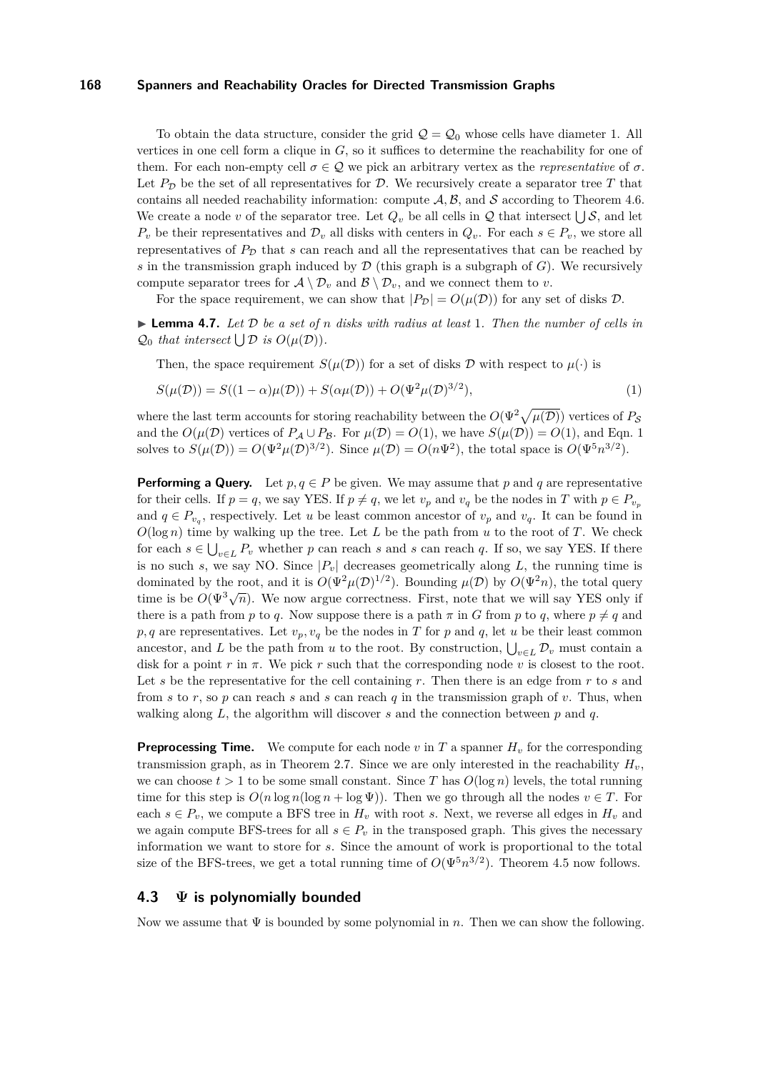To obtain the data structure, consider the grid $\mathcal{Q} = \mathcal{Q}_0$ whose cells have diameter 1. All vertices in one cell form a clique in $G$, so it suffices to determine the reachability for one of them. For each non-empty cell $\sigma \in \mathcal{Q}$ we pick an arbitrary vertex as the *representative* of $\sigma$. Let $P_{\mathcal{D}}$ be the set of all representatives for $\mathcal{D}$. We recursively create a separator tree $T$ that contains all needed reachability information: compute $\mathcal{A}, \mathcal{B}$, and $\mathcal{S}$ according to Theorem 4.6. We create a node $v$ of the separator tree. Let $Q_v$ be all cells in $\mathcal{Q}$ that intersect $\bigcup \mathcal{S}$, and let $P_v$ be their representatives and $\mathcal{D}_v$ all disks with centers in $Q_v$. For each $s \in P_v$, we store all representatives of $P_{\mathcal{D}}$ that $s$ can reach and all the representatives that can be reached by $s$ in the transmission graph induced by $\mathcal{D}$ (this graph is a subgraph of $G$). We recursively compute separator trees for $\mathcal{A} \setminus \mathcal{D}_v$ and $\mathcal{B} \setminus \mathcal{D}_v$, and we connect them to $v$.

For the space requirement, we can show that $|P_{\mathcal{D}}| = O(\mu(\mathcal{D}))$ for any set of disks $\mathcal{D}$.

▶ **Lemma 4.7.** *Let $\mathcal{D}$ be a set of $n$ disks with radius at least 1. Then the number of cells in $\mathcal{Q}_0$ that intersect $\bigcup \mathcal{D}$ is $O(\mu(\mathcal{D}))$.*

Then, the space requirement $S(\mu(\mathcal{D}))$ for a set of disks $\mathcal{D}$ with respect to $\mu(\cdot)$ is

$$S(\mu(\mathcal{D})) = S((1-\alpha)\mu(\mathcal{D})) + S(\alpha\mu(\mathcal{D})) + O(\Psi^2\mu(\mathcal{D})^{3/2}), \tag{1}$$

where the last term accounts for storing reachability between the $O(\Psi^2\sqrt{\mu(\mathcal{D})})$ vertices of $P_{\mathcal{S}}$ and the $O(\mu(\mathcal{D}))$ vertices of $P_{\mathcal{A}} \cup P_{\mathcal{B}}$. For $\mu(\mathcal{D}) = O(1)$, we have $S(\mu(\mathcal{D})) = O(1)$, and Eqn. 1 solves to $S(\mu(\mathcal{D})) = O(\Psi^2\mu(\mathcal{D})^{3/2})$. Since $\mu(\mathcal{D}) = O(n\Psi^2)$, the total space is $O(\Psi^5 n^{3/2})$.

**Performing a Query.** Let $p, q \in P$ be given. We may assume that $p$ and $q$ are representative for their cells. If $p = q$, we say YES. If $p \neq q$, we let $v_p$ and $v_q$ be the nodes in $T$ with $p \in P_{v_p}$ and $q \in P_{v_q}$, respectively. Let $u$ be least common ancestor of $v_p$ and $v_q$. It can be found in $O(\log n)$ time by walking up the tree. Let $L$ be the path from $u$ to the root of $T$. We check for each $s \in \bigcup_{v \in L} P_v$ whether $p$ can reach $s$ and $s$ can reach $q$. If so, we say YES. If there is no such $s$, we say NO. Since $|P_v|$ decreases geometrically along $L$, the running time is dominated by the root, and it is $O(\Psi^2\mu(\mathcal{D})^{1/2})$. Bounding $\mu(\mathcal{D})$ by $O(\Psi^2 n)$, the total query time is be $O(\Psi^3\sqrt{n})$. We now argue correctness. First, note that we will say YES only if there is a path from $p$ to $q$. Now suppose there is a path $\pi$ in $G$ from $p$ to $q$, where $p \neq q$ and $p, q$ are representatives. Let $v_p, v_q$ be the nodes in $T$ for $p$ and $q$, let $u$ be their least common ancestor, and $L$ be the path from $u$ to the root. By construction, $\bigcup_{v \in L} \mathcal{D}_v$ must contain a disk for a point $r$ in $\pi$. We pick $r$ such that the corresponding node $v$ is closest to the root. Let $s$ be the representative for the cell containing $r$. Then there is an edge from $r$ to $s$ and from $s$ to $r$, so $p$ can reach $s$ and $s$ can reach $q$ in the transmission graph of $v$. Thus, when walking along $L$, the algorithm will discover $s$ and the connection between $p$ and $q$.

**Preprocessing Time.** We compute for each node $v$ in $T$ a spanner $H_v$ for the corresponding transmission graph, as in Theorem 2.7. Since we are only interested in the reachability $H_v$, we can choose $t > 1$ to be some small constant. Since $T$ has $O(\log n)$ levels, the total running time for this step is $O(n \log n(\log n + \log \Psi))$. Then we go through all the nodes $v \in T$. For each $s \in P_v$, we compute a BFS tree in $H_v$ with root $s$. Next, we reverse all edges in $H_v$ and we again compute BFS-trees for all $s \in P_v$ in the transposed graph. This gives the necessary information we want to store for $s$. Since the amount of work is proportional to the total size of the BFS-trees, we get a total running time of $O(\Psi^5 n^{3/2})$. Theorem 4.5 now follows.

## 4.3 $\Psi$ is polynomially bounded

Now we assume that $\Psi$ is bounded by some polynomial in $n$. Then we can show the following.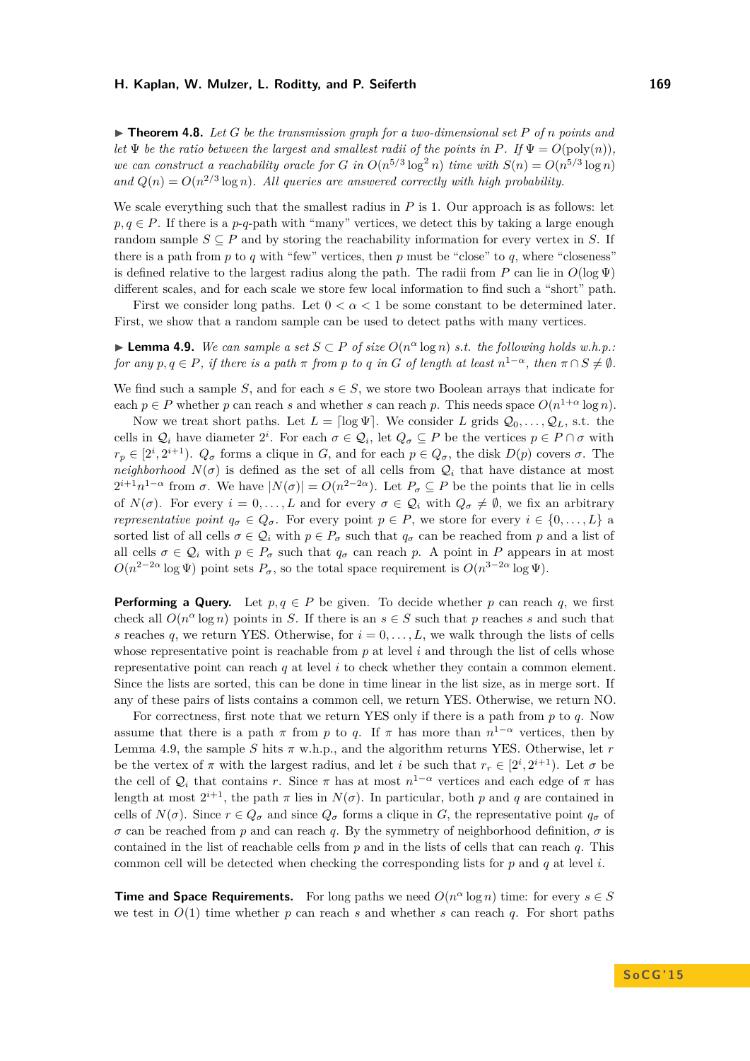▶ **Theorem 4.8.** *Let $G$ be the transmission graph for a two-dimensional set $P$ of $n$ points and let $\Psi$ be the ratio between the largest and smallest radii of the points in $P$. If $\Psi = O(\text{poly}(n))$, we can construct a reachability oracle for $G$ in $O(n^{5/3} \log^2 n)$ time with $S(n) = O(n^{5/3} \log n)$ and $Q(n) = O(n^{2/3} \log n)$. All queries are answered correctly with high probability.*

We scale everything such that the smallest radius in $P$ is 1. Our approach is as follows: let $p, q \in P$. If there is a $p$-$q$-path with "many" vertices, we detect this by taking a large enough random sample $S \subseteq P$ and by storing the reachability information for every vertex in $S$. If there is a path from $p$ to $q$ with "few" vertices, then $p$ must be "close" to $q$, where "closeness" is defined relative to the largest radius along the path. The radii from $P$ can lie in $O(\log \Psi)$ different scales, and for each scale we store few local information to find such a "short" path.

First we consider long paths. Let $0 < \alpha < 1$ be some constant to be determined later. First, we show that a random sample can be used to detect paths with many vertices.

▶ **Lemma 4.9.** *We can sample a set $S \subset P$ of size $O(n^\alpha \log n)$ s.t. the following holds w.h.p.: for any $p, q \in P$, if there is a path $\pi$ from $p$ to $q$ in $G$ of length at least $n^{1-\alpha}$, then $\pi \cap S \neq \emptyset$.*

We find such a sample $S$, and for each $s \in S$, we store two Boolean arrays that indicate for each $p \in P$ whether $p$ can reach $s$ and whether $s$ can reach $p$. This needs space $O(n^{1+\alpha} \log n)$.

Now we treat short paths. Let $L = \lceil \log \Psi \rceil$. We consider $L$ grids $\mathcal{Q}_0, \dots, \mathcal{Q}_L$, s.t. the cells in $\mathcal{Q}_i$ have diameter $2^i$. For each $\sigma \in \mathcal{Q}_i$, let $Q_\sigma \subseteq P$ be the vertices $p \in P \cap \sigma$ with $r_p \in [2^i, 2^{i+1})$. $Q_\sigma$ forms a clique in $G$, and for each $p \in Q_\sigma$, the disk $D(p)$ covers $\sigma$. The *neighborhood* $N(\sigma)$ is defined as the set of all cells from $\mathcal{Q}_i$ that have distance at most $2^{i+1} n^{1-\alpha}$ from $\sigma$. We have $|N(\sigma)| = O(n^{2-2\alpha})$. Let $P_\sigma \subseteq P$ be the points that lie in cells of $N(\sigma)$. For every $i = 0, \dots, L$ and for every $\sigma \in \mathcal{Q}_i$ with $Q_\sigma \neq \emptyset$, we fix an arbitrary *representative point* $q_\sigma \in Q_\sigma$. For every point $p \in P$, we store for every $i \in \{0, \dots, L\}$ a sorted list of all cells $\sigma \in \mathcal{Q}_i$ with $p \in P_\sigma$ such that $q_\sigma$ can be reached from $p$ and a list of all cells $\sigma \in \mathcal{Q}_i$ with $p \in P_\sigma$ such that $q_\sigma$ can reach $p$. A point in $P$ appears in at most $O(n^{2-2\alpha} \log \Psi)$ point sets $P_\sigma$, so the total space requirement is $O(n^{3-2\alpha} \log \Psi)$.

**Performing a Query.** Let $p, q \in P$ be given. To decide whether $p$ can reach $q$, we first check all $O(n^\alpha \log n)$ points in $S$. If there is an $s \in S$ such that $p$ reaches $s$ and such that $s$ reaches $q$, we return YES. Otherwise, for $i = 0, \dots, L$, we walk through the lists of cells whose representative point is reachable from $p$ at level $i$ and through the list of cells whose representative point can reach $q$ at level $i$ to check whether they contain a common element. Since the lists are sorted, this can be done in time linear in the list size, as in merge sort. If any of these pairs of lists contains a common cell, we return YES. Otherwise, we return NO.

For correctness, first note that we return YES only if there is a path from $p$ to $q$. Now assume that there is a path $\pi$ from $p$ to $q$. If $\pi$ has more than $n^{1-\alpha}$ vertices, then by Lemma 4.9, the sample $S$ hits $\pi$ w.h.p., and the algorithm returns YES. Otherwise, let $r$ be the vertex of $\pi$ with the largest radius, and let $i$ be such that $r_r \in [2^i, 2^{i+1})$. Let $\sigma$ be the cell of $\mathcal{Q}_i$ that contains $r$. Since $\pi$ has at most $n^{1-\alpha}$ vertices and each edge of $\pi$ has length at most $2^{i+1}$, the path $\pi$ lies in $N(\sigma)$. In particular, both $p$ and $q$ are contained in cells of $N(\sigma)$. Since $r \in Q_\sigma$ and since $Q_\sigma$ forms a clique in $G$, the representative point $q_\sigma$ of $\sigma$ can be reached from $p$ and can reach $q$. By the symmetry of neighborhood definition, $\sigma$ is contained in the list of reachable cells from $p$ and in the lists of cells that can reach $q$. This common cell will be detected when checking the corresponding lists for $p$ and $q$ at level $i$.

**Time and Space Requirements.** For long paths we need $O(n^\alpha \log n)$ time: for every $s \in S$ we test in $O(1)$ time whether $p$ can reach $s$ and whether $s$ can reach $q$. For short paths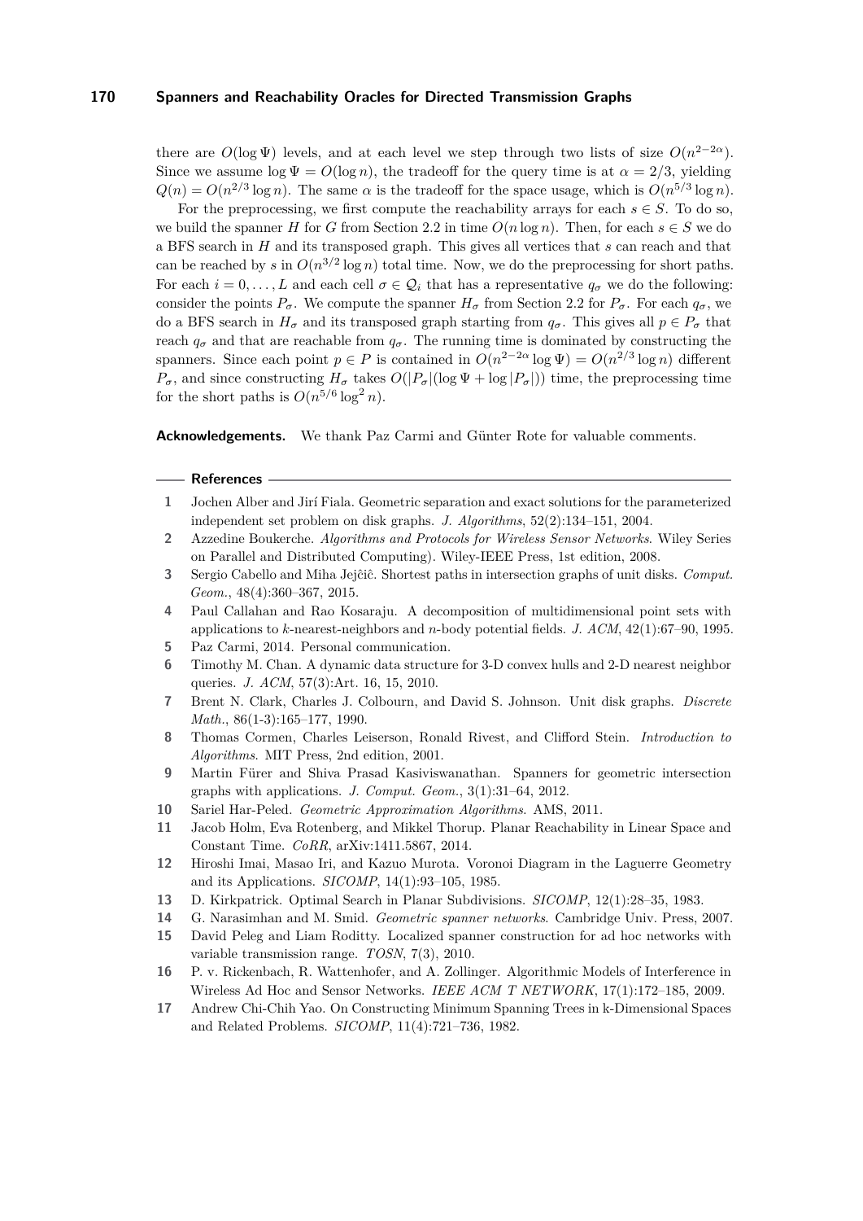there are $O(\log \Psi)$ levels, and at each level we step through two lists of size $O(n^{2-2\alpha})$. Since we assume $\log \Psi = O(\log n)$, the tradeoff for the query time is at $\alpha = 2/3$, yielding $Q(n) = O(n^{2/3} \log n)$. The same $\alpha$ is the tradeoff for the space usage, which is $O(n^{5/3} \log n)$.

For the preprocessing, we first compute the reachability arrays for each $s \in S$. To do so, we build the spanner $H$ for $G$ from Section 2.2 in time $O(n \log n)$. Then, for each $s \in S$ we do a BFS search in $H$ and its transposed graph. This gives all vertices that $s$ can reach and that can be reached by $s$ in $O(n^{3/2} \log n)$ total time. Now, we do the preprocessing for short paths. For each $i = 0, \dots, L$ and each cell $\sigma \in \mathcal{Q}_i$ that has a representative $q_\sigma$ we do the following: consider the points $P_\sigma$. We compute the spanner $H_\sigma$ from Section 2.2 for $P_\sigma$. For each $q_\sigma$, we do a BFS search in $H_\sigma$ and its transposed graph starting from $q_\sigma$. This gives all $p \in P_\sigma$ that reach $q_\sigma$ and that are reachable from $q_\sigma$. The running time is dominated by constructing the spanners. Since each point $p \in P$ is contained in $O(n^{2-2\alpha} \log \Psi) = O(n^{2/3} \log n)$ different $P_\sigma$, and since constructing $H_\sigma$ takes $O(|P_\sigma|(\log \Psi + \log |P_\sigma|))$ time, the preprocessing time for the short paths is $O(n^{5/6} \log^2 n)$.

**Acknowledgements.** We thank Paz Carmi and Günter Rote for valuable comments.

## References

1. Jochen Alber and Jirí Fiala. Geometric separation and exact solutions for the parameterized independent set problem on disk graphs. *J. Algorithms*, 52(2):134–151, 2004.
2. Azzedine Boukerche. *Algorithms and Protocols for Wireless Sensor Networks*. Wiley Series on Parallel and Distributed Computing). Wiley-IEEE Press, 1st edition, 2008.
3. Sergio Cabello and Miha Jejĉiĉ. Shortest paths in intersection graphs of unit disks. *Comput. Geom.*, 48(4):360–367, 2015.
4. Paul Callahan and Rao Kosaraju. A decomposition of multidimensional point sets with applications to $k$-nearest-neighbors and $n$-body potential fields. *J. ACM*, 42(1):67–90, 1995.
5. Paz Carmi, 2014. Personal communication.
6. Timothy M. Chan. A dynamic data structure for 3-D convex hulls and 2-D nearest neighbor queries. *J. ACM*, 57(3):Art. 16, 15, 2010.
7. Brent N. Clark, Charles J. Colbourn, and David S. Johnson. Unit disk graphs. *Discrete Math.*, 86(1-3):165–177, 1990.
8. Thomas Cormen, Charles Leiserson, Ronald Rivest, and Clifford Stein. *Introduction to Algorithms*. MIT Press, 2nd edition, 2001.
9. Martin Fürer and Shiva Prasad Kasiviswanathan. Spanners for geometric intersection graphs with applications. *J. Comput. Geom.*, 3(1):31–64, 2012.
10. Sariel Har-Peled. *Geometric Approximation Algorithms*. AMS, 2011.
11. Jacob Holm, Eva Rotenberg, and Mikkel Thorup. Planar Reachability in Linear Space and Constant Time. *CoRR*, arXiv:1411.5867, 2014.
12. Hiroshi Imai, Masao Iri, and Kazuo Murota. Voronoi Diagram in the Laguerre Geometry and its Applications. *SICOMP*, 14(1):93–105, 1985.
13. D. Kirkpatrick. Optimal Search in Planar Subdivisions. *SICOMP*, 12(1):28–35, 1983.
14. G. Narasimhan and M. Smid. *Geometric spanner networks*. Cambridge Univ. Press, 2007.
15. David Peleg and Liam Roditty. Localized spanner construction for ad hoc networks with variable transmission range. *TOSN*, 7(3), 2010.
16. P. v. Rickenbach, R. Wattenhofer, and A. Zollinger. Algorithmic Models of Interference in Wireless Ad Hoc and Sensor Networks. *IEEE ACM T NETWORK*, 17(1):172–185, 2009.
17. Andrew Chi-Chih Yao. On Constructing Minimum Spanning Trees in k-Dimensional Spaces and Related Problems. *SICOMP*, 11(4):721–736, 1982.